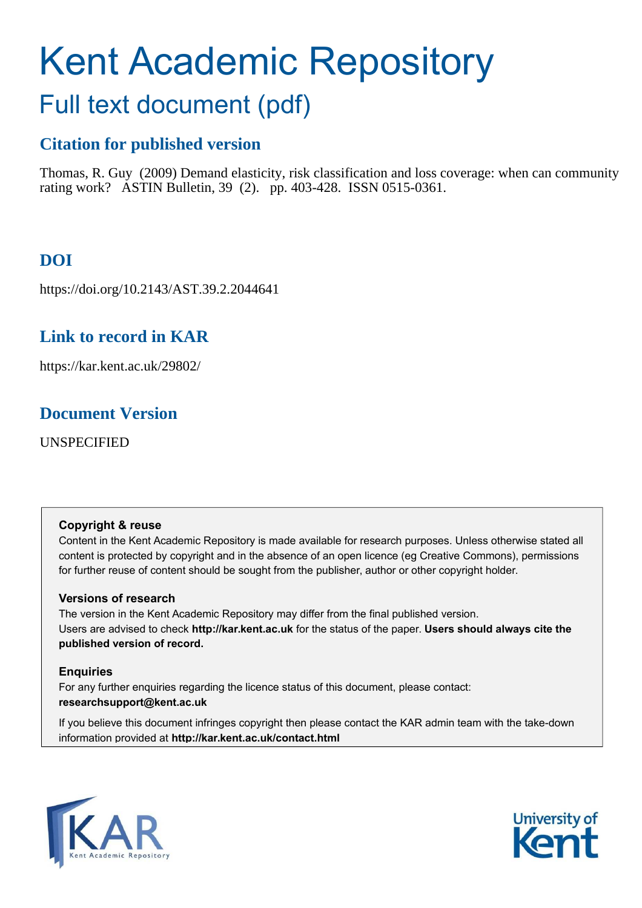# Kent Academic Repository

## Full text document (pdf)

### Citation for published version

Thomas, R. Guy (2009) Demand elasticity, risk classification and loss coverage: when can community rating work? ASTIN Bulletin, 39 (2). pp. 403-428. ISSN 0515-0361.

### DOI

https://doi.org/10.2143/AST.39.2.2044641

### Link to record in KAR

https://kar.kent.ac.uk/29802/

### Document Version

UNSPECIFIED

**Copyright & reuse**

Content in the Kent Academic Repository is made available for research purposes. Unless otherwise stated all content is protected by copyright and in the absence of an open licence (eg Creative Commons), permissions for further reuse of content should be sought from the publisher, author or other copyright holder.

**Versions of research**

The version in the Kent Academic Repository may differ from the final published version. Users are advised to check **http://kar.kent.ac.uk** for the status of the paper. **Users should always cite the published version of record.**

**Enquiries**

For any further enquiries regarding the licence status of this document, please contact: **researchsupport@kent.ac.uk**

If you believe this document infringes copyright then please contact the KAR admin team with the take-down information provided at **http://kar.kent.ac.uk/contact.html**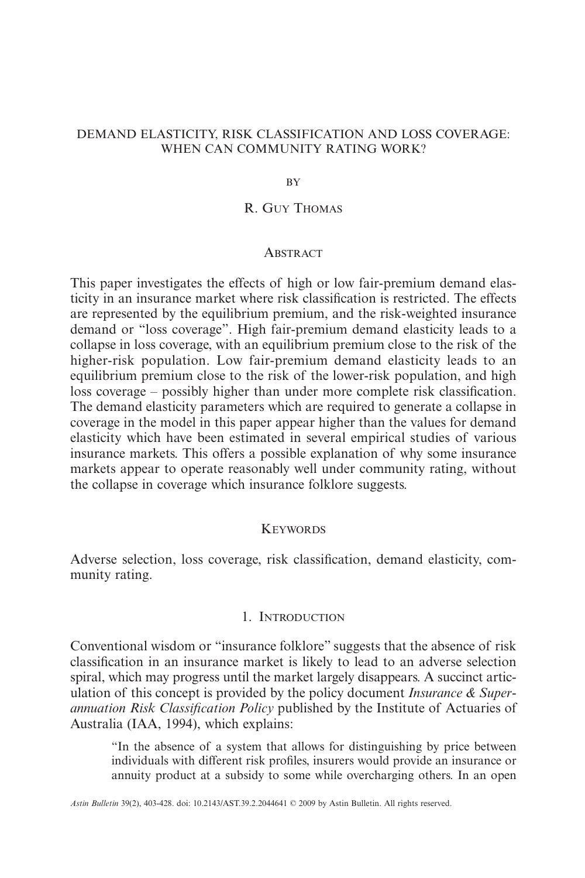# DEMAND ELASTICITY, RISK CLASSIFICATION AND LOSS COVERAGE: WHEN CAN COMMUNITY RATING WORK?

BY

R. GUY THOMAS

## ABSTRACT

This paper investigates the effects of high or low fair-premium demand elasticity in an insurance market where risk classification is restricted. The effects are represented by the equilibrium premium, and the risk-weighted insurance demand or "loss coverage". High fair-premium demand elasticity leads to a collapse in loss coverage, with an equilibrium premium close to the risk of the higher-risk population. Low fair-premium demand elasticity leads to an equilibrium premium close to the risk of the lower-risk population, and high loss coverage – possibly higher than under more complete risk classification. The demand elasticity parameters which are required to generate a collapse in coverage in the model in this paper appear higher than the values for demand elasticity which have been estimated in several empirical studies of various insurance markets. This offers a possible explanation of why some insurance markets appear to operate reasonably well under community rating, without the collapse in coverage which insurance folklore suggests.

## KEYWORDS

Adverse selection, loss coverage, risk classification, demand elasticity, community rating.

## 1. INTRODUCTION

Conventional wisdom or "insurance folklore" suggests that the absence of risk classification in an insurance market is likely to lead to an adverse selection spiral, which may progress until the market largely disappears. A succinct articulation of this concept is provided by the policy document *Insurance & Superannuation Risk Classification Policy* published by the Institute of Actuaries of Australia (IAA, 1994), which explains:

> "In the absence of a system that allows for distinguishing by price between individuals with different risk profiles, insurers would provide an insurance or annuity product at a subsidy to some while overcharging others. In an open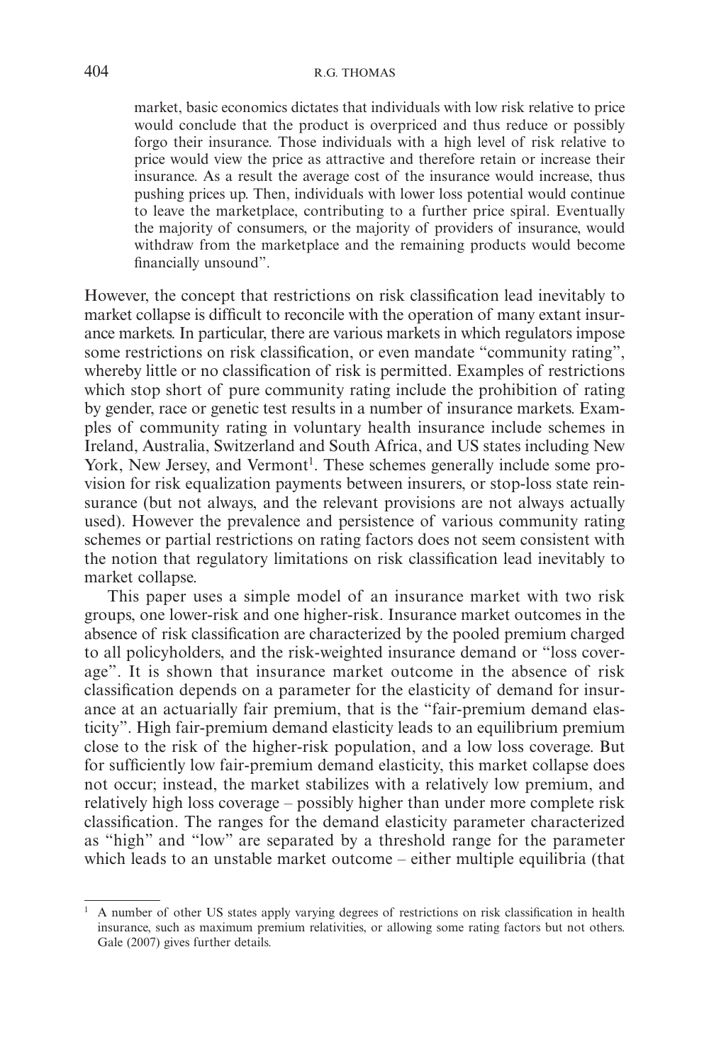market, basic economics dictates that individuals with low risk relative to price would conclude that the product is overpriced and thus reduce or possibly forgo their insurance. Those individuals with a high level of risk relative to price would view the price as attractive and therefore retain or increase their insurance. As a result the average cost of the insurance would increase, thus pushing prices up. Then, individuals with lower loss potential would continue to leave the marketplace, contributing to a further price spiral. Eventually the majority of consumers, or the majority of providers of insurance, would withdraw from the marketplace and the remaining products would become financially unsound".

However, the concept that restrictions on risk classification lead inevitably to market collapse is difficult to reconcile with the operation of many extant insurance markets. In particular, there are various markets in which regulators impose some restrictions on risk classification, or even mandate "community rating", whereby little or no classification of risk is permitted. Examples of restrictions which stop short of pure community rating include the prohibition of rating by gender, race or genetic test results in a number of insurance markets. Examples of community rating in voluntary health insurance include schemes in Ireland, Australia, Switzerland and South Africa, and US states including New York, New Jersey, and Vermont[1]. These schemes generally include some provision for risk equalization payments between insurers, or stop-loss state reinsurance (but not always, and the relevant provisions are not always actually used). However the prevalence and persistence of various community rating schemes or partial restrictions on rating factors does not seem consistent with the notion that regulatory limitations on risk classification lead inevitably to market collapse.

This paper uses a simple model of an insurance market with two risk groups, one lower-risk and one higher-risk. Insurance market outcomes in the absence of risk classification are characterized by the pooled premium charged to all policyholders, and the risk-weighted insurance demand or "loss coverage". It is shown that insurance market outcome in the absence of risk classification depends on a parameter for the elasticity of demand for insurance at an actuarially fair premium, that is the "fair-premium demand elasticity". High fair-premium demand elasticity leads to an equilibrium premium close to the risk of the higher-risk population, and a low loss coverage. But for sufficiently low fair-premium demand elasticity, this market collapse does not occur; instead, the market stabilizes with a relatively low premium, and relatively high loss coverage – possibly higher than under more complete risk classification. The ranges for the demand elasticity parameter characterized as "high" and "low" are separated by a threshold range for the parameter which leads to an unstable market outcome – either multiple equilibria (that

[1] A number of other US states apply varying degrees of restrictions on risk classification in health insurance, such as maximum premium relativities, or allowing some rating factors but not others. Gale (2007) gives further details.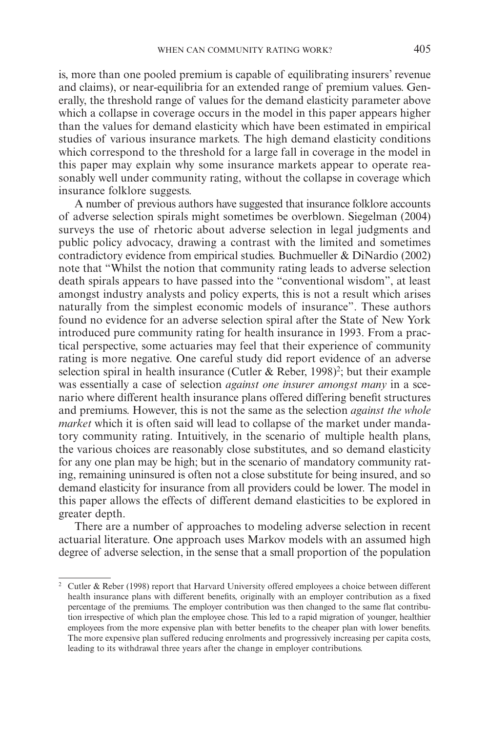is, more than one pooled premium is capable of equilibrating insurers' revenue and claims), or near-equilibria for an extended range of premium values. Generally, the threshold range of values for the demand elasticity parameter above which a collapse in coverage occurs in the model in this paper appears higher than the values for demand elasticity which have been estimated in empirical studies of various insurance markets. The high demand elasticity conditions which correspond to the threshold for a large fall in coverage in the model in this paper may explain why some insurance markets appear to operate reasonably well under community rating, without the collapse in coverage which insurance folklore suggests.

A number of previous authors have suggested that insurance folklore accounts of adverse selection spirals might sometimes be overblown. Siegelman (2004) surveys the use of rhetoric about adverse selection in legal judgments and public policy advocacy, drawing a contrast with the limited and sometimes contradictory evidence from empirical studies. Buchmueller & DiNardio (2002) note that "Whilst the notion that community rating leads to adverse selection death spirals appears to have passed into the "conventional wisdom", at least amongst industry analysts and policy experts, this is not a result which arises naturally from the simplest economic models of insurance". These authors found no evidence for an adverse selection spiral after the State of New York introduced pure community rating for health insurance in 1993. From a practical perspective, some actuaries may feel that their experience of community rating is more negative. One careful study did report evidence of an adverse selection spiral in health insurance (Cutler & Reber, 1998)[2]; but their example was essentially a case of selection *against one insurer amongst many* in a scenario where different health insurance plans offered differing benefit structures and premiums. However, this is not the same as the selection *against the whole market* which it is often said will lead to collapse of the market under mandatory community rating. Intuitively, in the scenario of multiple health plans, the various choices are reasonably close substitutes, and so demand elasticity for any one plan may be high; but in the scenario of mandatory community rating, remaining uninsured is often not a close substitute for being insured, and so demand elasticity for insurance from all providers could be lower. The model in this paper allows the effects of different demand elasticities to be explored in greater depth.

There are a number of approaches to modeling adverse selection in recent actuarial literature. One approach uses Markov models with an assumed high degree of adverse selection, in the sense that a small proportion of the population

---

[2] Cutler & Reber (1998) report that Harvard University offered employees a choice between different health insurance plans with different benefits, originally with an employer contribution as a fixed percentage of the premiums. The employer contribution was then changed to the same flat contribution irrespective of which plan the employee chose. This led to a rapid migration of younger, healthier employees from the more expensive plan with better benefits to the cheaper plan with lower benefits. The more expensive plan suffered reducing enrolments and progressively increasing per capita costs, leading to its withdrawal three years after the change in employer contributions.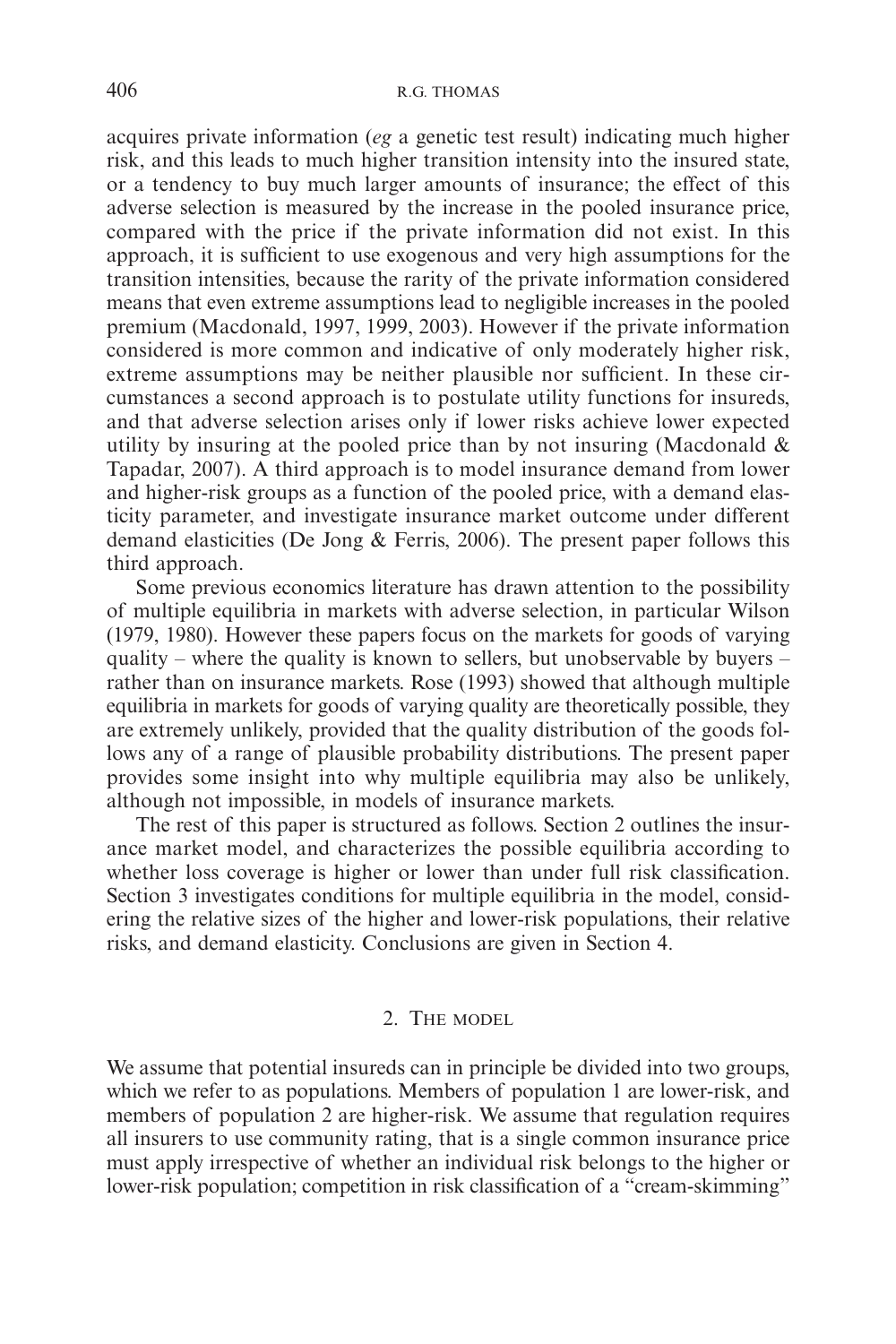acquires private information (*eg* a genetic test result) indicating much higher risk, and this leads to much higher transition intensity into the insured state, or a tendency to buy much larger amounts of insurance; the effect of this adverse selection is measured by the increase in the pooled insurance price, compared with the price if the private information did not exist. In this approach, it is sufficient to use exogenous and very high assumptions for the transition intensities, because the rarity of the private information considered means that even extreme assumptions lead to negligible increases in the pooled premium (Macdonald, 1997, 1999, 2003). However if the private information considered is more common and indicative of only moderately higher risk, extreme assumptions may be neither plausible nor sufficient. In these circumstances a second approach is to postulate utility functions for insureds, and that adverse selection arises only if lower risks achieve lower expected utility by insuring at the pooled price than by not insuring (Macdonald & Tapadar, 2007). A third approach is to model insurance demand from lower and higher-risk groups as a function of the pooled price, with a demand elasticity parameter, and investigate insurance market outcome under different demand elasticities (De Jong & Ferris, 2006). The present paper follows this third approach.

Some previous economics literature has drawn attention to the possibility of multiple equilibria in markets with adverse selection, in particular Wilson (1979, 1980). However these papers focus on the markets for goods of varying quality – where the quality is known to sellers, but unobservable by buyers – rather than on insurance markets. Rose (1993) showed that although multiple equilibria in markets for goods of varying quality are theoretically possible, they are extremely unlikely, provided that the quality distribution of the goods follows any of a range of plausible probability distributions. The present paper provides some insight into why multiple equilibria may also be unlikely, although not impossible, in models of insurance markets.

The rest of this paper is structured as follows. Section 2 outlines the insurance market model, and characterizes the possible equilibria according to whether loss coverage is higher or lower than under full risk classification. Section 3 investigates conditions for multiple equilibria in the model, considering the relative sizes of the higher and lower-risk populations, their relative risks, and demand elasticity. Conclusions are given in Section 4.

## 2. The model

We assume that potential insureds can in principle be divided into two groups, which we refer to as populations. Members of population 1 are lower-risk, and members of population 2 are higher-risk. We assume that regulation requires all insurers to use community rating, that is a single common insurance price must apply irrespective of whether an individual risk belongs to the higher or lower-risk population; competition in risk classification of a "cream-skimming"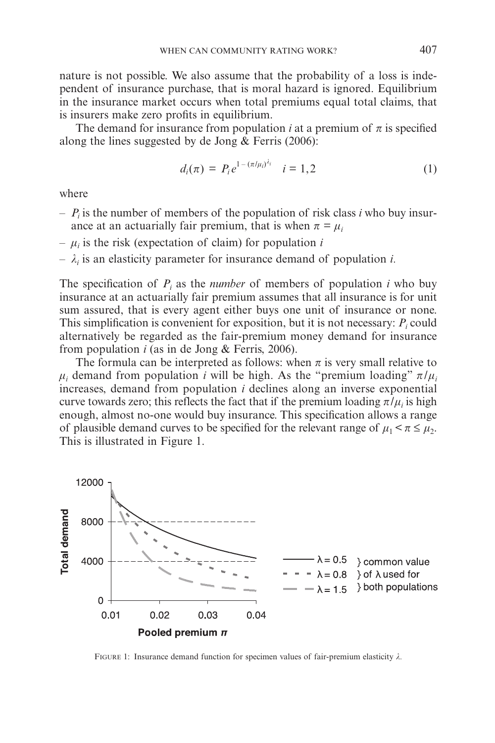nature is not possible. We also assume that the probability of a loss is independent of insurance purchase, that is moral hazard is ignored. Equilibrium in the insurance market occurs when total premiums equal total claims, that is insurers make zero profits in equilibrium.

The demand for insurance from population $i$ at a premium of $\pi$ is specified along the lines suggested by de Jong & Ferris (2006):

$$d_i(\pi) = P_i e^{1-(\pi/\mu_i)^{\lambda_i}} \quad i = 1, 2 \tag{1}$$

where

- $P_i$ is the number of members of the population of risk class $i$ who buy insurance at an actuarially fair premium, that is when $\pi = \mu_i$
- $\mu_i$ is the risk (expectation of claim) for population $i$
- $\lambda_i$ is an elasticity parameter for insurance demand of population $i$.

The specification of $P_i$ as the *number* of members of population $i$ who buy insurance at an actuarially fair premium assumes that all insurance is for unit sum assured, that is every agent either buys one unit of insurance or none. This simplification is convenient for exposition, but it is not necessary: $P_i$ could alternatively be regarded as the fair-premium money demand for insurance from population $i$ (as in de Jong & Ferris, 2006).

The formula can be interpreted as follows: when $\pi$ is very small relative to $\mu_i$ demand from population $i$ will be high. As the "premium loading" $\pi/\mu_i$ increases, demand from population $i$ declines along an inverse exponential curve towards zero; this reflects the fact that if the premium loading $\pi/\mu_i$ is high enough, almost no-one would buy insurance. This specification allows a range of plausible demand curves to be specified for the relevant range of $\mu_1 < \pi \leq \mu_2$. This is illustrated in Figure 1.

FIGURE 1: Insurance demand function for specimen values of fair-premium elasticity $\lambda$.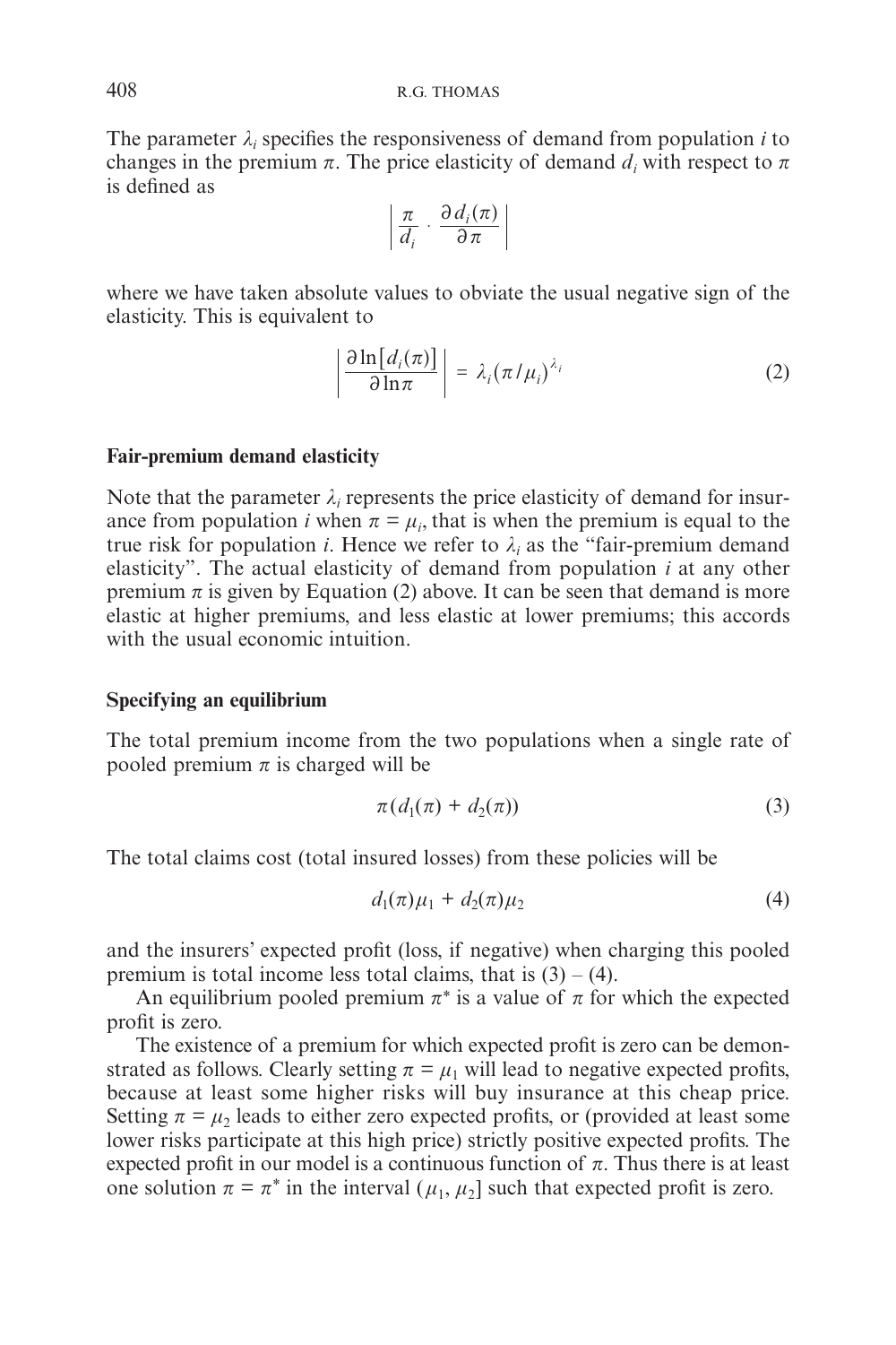The parameter $\lambda_i$ specifies the responsiveness of demand from population *i* to changes in the premium $\pi$. The price elasticity of demand $d_i$ with respect to $\pi$ is defined as

$$\left| \frac{\pi}{d_i} \cdot \frac{\partial d_i(\pi)}{\partial \pi} \right|$$

where we have taken absolute values to obviate the usual negative sign of the elasticity. This is equivalent to

$$\left| \frac{\partial \ln[d_i(\pi)]}{\partial \ln \pi} \right| = \lambda_i (\pi / \mu_i)^{\lambda_i} \tag{2}$$

### Fair-premium demand elasticity

Note that the parameter $\lambda_i$ represents the price elasticity of demand for insurance from population *i* when $\pi = \mu_i$, that is when the premium is equal to the true risk for population *i*. Hence we refer to $\lambda_i$ as the "fair-premium demand elasticity". The actual elasticity of demand from population *i* at any other premium $\pi$ is given by Equation (2) above. It can be seen that demand is more elastic at higher premiums, and less elastic at lower premiums; this accords with the usual economic intuition.

### Specifying an equilibrium

The total premium income from the two populations when a single rate of pooled premium $\pi$ is charged will be

$$\pi(d_1(\pi) + d_2(\pi)) \tag{3}$$

The total claims cost (total insured losses) from these policies will be

$$d_1(\pi)\mu_1 + d_2(\pi)\mu_2 \tag{4}$$

and the insurers' expected profit (loss, if negative) when charging this pooled premium is total income less total claims, that is (3) – (4).

An equilibrium pooled premium $\pi^*$ is a value of $\pi$ for which the expected profit is zero.

The existence of a premium for which expected profit is zero can be demonstrated as follows. Clearly setting $\pi = \mu_1$ will lead to negative expected profits, because at least some higher risks will buy insurance at this cheap price. Setting $\pi = \mu_2$ leads to either zero expected profits, or (provided at least some lower risks participate at this high price) strictly positive expected profits. The expected profit in our model is a continuous function of $\pi$. Thus there is at least one solution $\pi = \pi^*$ in the interval $(\mu_1, \mu_2]$ such that expected profit is zero.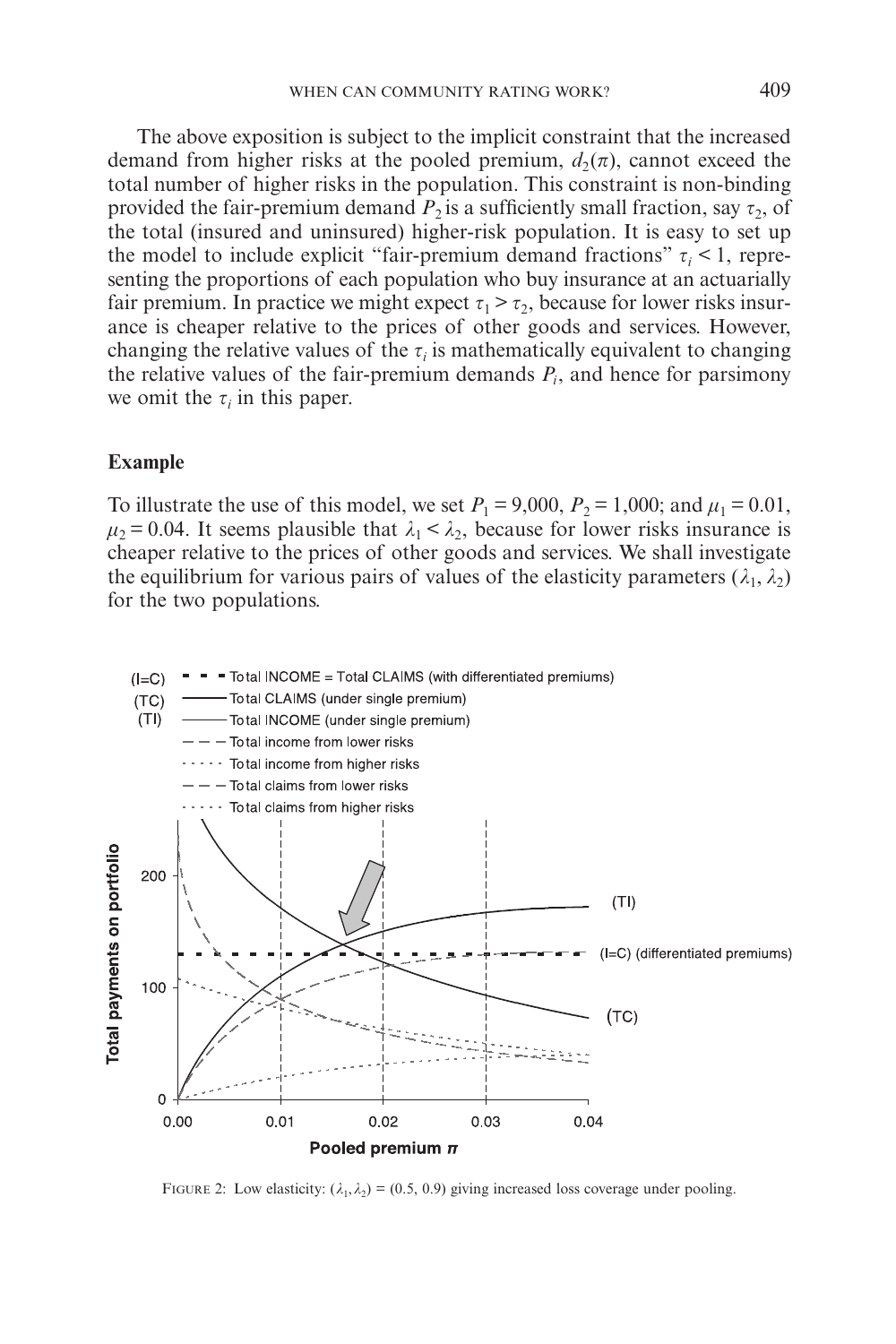The above exposition is subject to the implicit constraint that the increased demand from higher risks at the pooled premium, $d_2(\pi)$, cannot exceed the total number of higher risks in the population. This constraint is non-binding provided the fair-premium demand $P_2$ is a sufficiently small fraction, say $\tau_2$, of the total (insured and uninsured) higher-risk population. It is easy to set up the model to include explicit "fair-premium demand fractions" $\tau_i < 1$, representing the proportions of each population who buy insurance at an actuarially fair premium. In practice we might expect $\tau_1 > \tau_2$, because for lower risks insurance is cheaper relative to the prices of other goods and services. However, changing the relative values of the $\tau_i$ is mathematically equivalent to changing the relative values of the fair-premium demands $P_i$, and hence for parsimony we omit the $\tau_i$ in this paper.

### Example

To illustrate the use of this model, we set $P_1 = 9{,}000$, $P_2 = 1{,}000$; and $\mu_1 = 0.01$, $\mu_2 = 0.04$. It seems plausible that $\lambda_1 < \lambda_2$, because for lower risks insurance is cheaper relative to the prices of other goods and services. We shall investigate the equilibrium for various pairs of values of the elasticity parameters $(\lambda_1, \lambda_2)$ for the two populations.

FIGURE 2: Low elasticity: $(\lambda_1, \lambda_2) = (0.5, 0.9)$ giving increased loss coverage under pooling.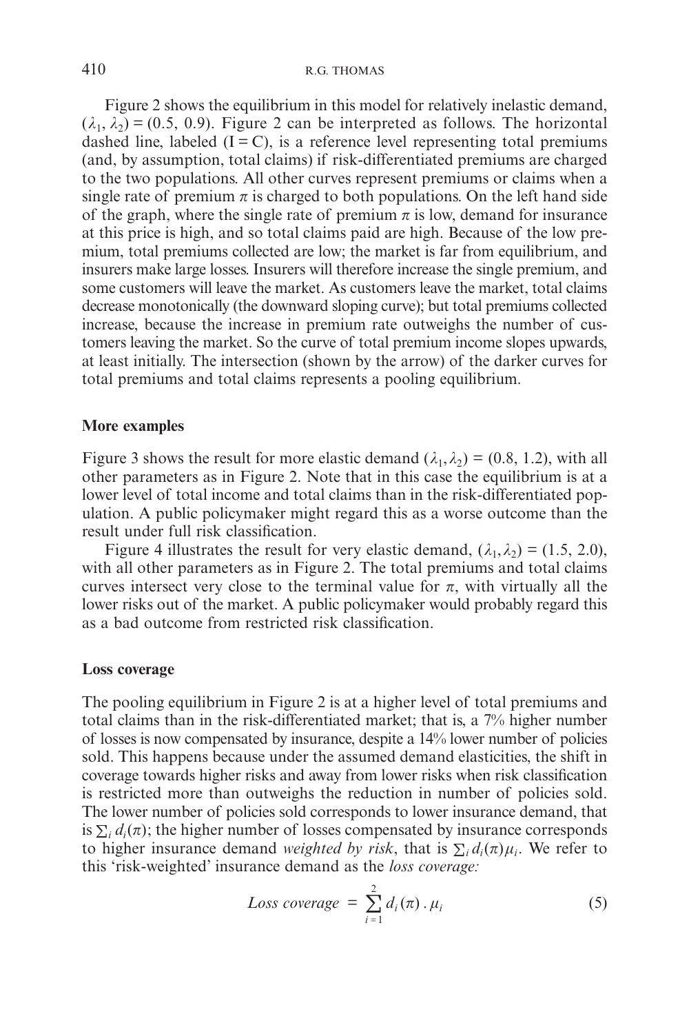Figure 2 shows the equilibrium in this model for relatively inelastic demand, $(\lambda_1, \lambda_2) = (0.5, 0.9)$. Figure 2 can be interpreted as follows. The horizontal dashed line, labeled (I = C), is a reference level representing total premiums (and, by assumption, total claims) if risk-differentiated premiums are charged to the two populations. All other curves represent premiums or claims when a single rate of premium $\pi$ is charged to both populations. On the left hand side of the graph, where the single rate of premium $\pi$ is low, demand for insurance at this price is high, and so total claims paid are high. Because of the low premium, total premiums collected are low; the market is far from equilibrium, and insurers make large losses. Insurers will therefore increase the single premium, and some customers will leave the market. As customers leave the market, total claims decrease monotonically (the downward sloping curve); but total premiums collected increase, because the increase in premium rate outweighs the number of customers leaving the market. So the curve of total premium income slopes upwards, at least initially. The intersection (shown by the arrow) of the darker curves for total premiums and total claims represents a pooling equilibrium.

### More examples

Figure 3 shows the result for more elastic demand $(\lambda_1, \lambda_2) = (0.8, 1.2)$, with all other parameters as in Figure 2. Note that in this case the equilibrium is at a lower level of total income and total claims than in the risk-differentiated population. A public policymaker might regard this as a worse outcome than the result under full risk classification.

Figure 4 illustrates the result for very elastic demand, $(\lambda_1, \lambda_2) = (1.5, 2.0)$, with all other parameters as in Figure 2. The total premiums and total claims curves intersect very close to the terminal value for $\pi$, with virtually all the lower risks out of the market. A public policymaker would probably regard this as a bad outcome from restricted risk classification.

### Loss coverage

The pooling equilibrium in Figure 2 is at a higher level of total premiums and total claims than in the risk-differentiated market; that is, a 7% higher number of losses is now compensated by insurance, despite a 14% lower number of policies sold. This happens because under the assumed demand elasticities, the shift in coverage towards higher risks and away from lower risks when risk classification is restricted more than outweighs the reduction in number of policies sold. The lower number of policies sold corresponds to lower insurance demand, that is $\sum_i d_i(\pi)$; the higher number of losses compensated by insurance corresponds to higher insurance demand *weighted by risk*, that is $\sum_i d_i(\pi)\mu_i$. We refer to this 'risk-weighted' insurance demand as the *loss coverage:*

$$\textit{Loss coverage} = \sum_{i=1}^{2} d_i(\pi) \,.\, \mu_i \tag{5}$$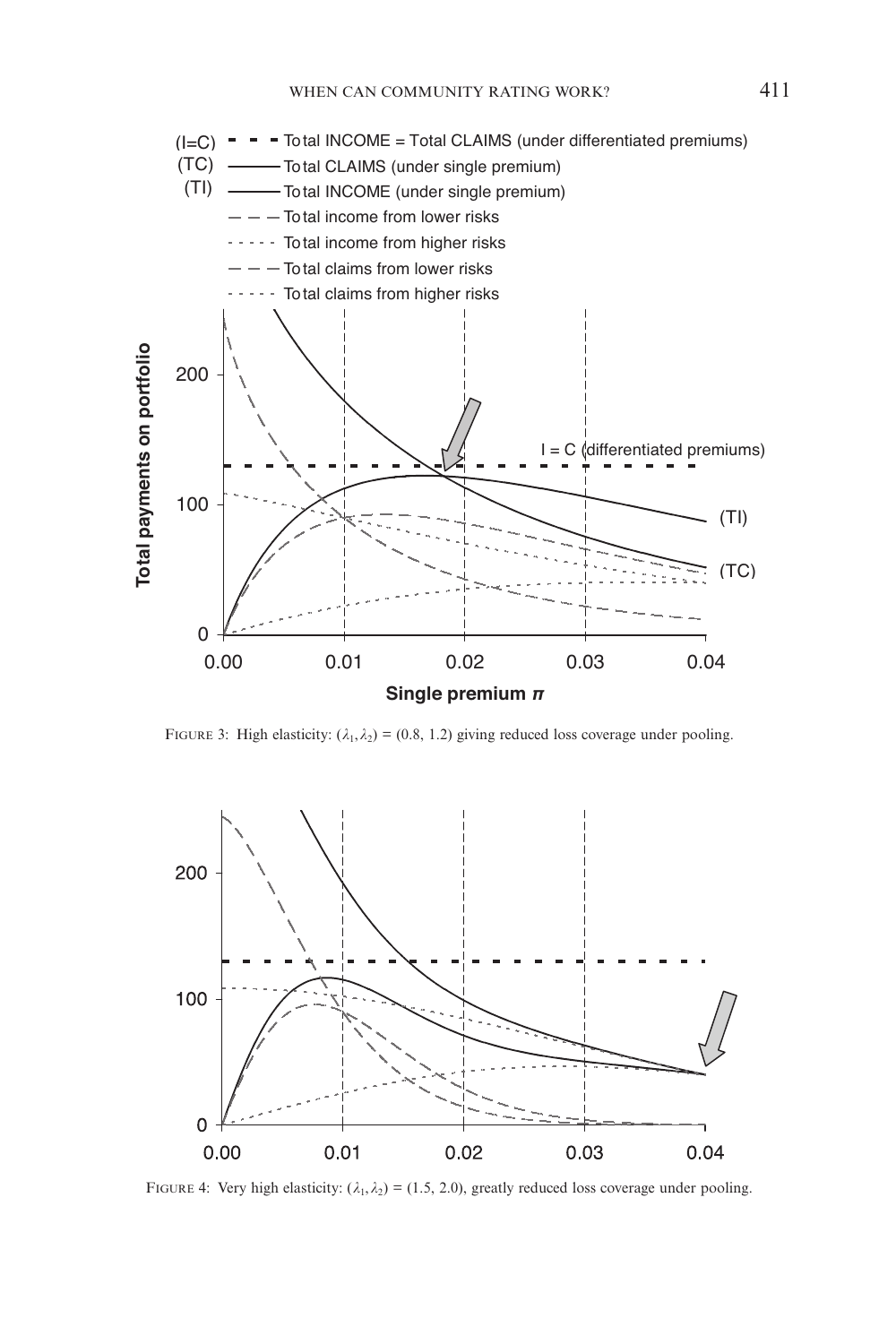FIGURE 3: High elasticity: $(\lambda_1, \lambda_2) = (0.8, 1.2)$ giving reduced loss coverage under pooling.

FIGURE 4: Very high elasticity: $(\lambda_1, \lambda_2) = (1.5, 2.0)$, greatly reduced loss coverage under pooling.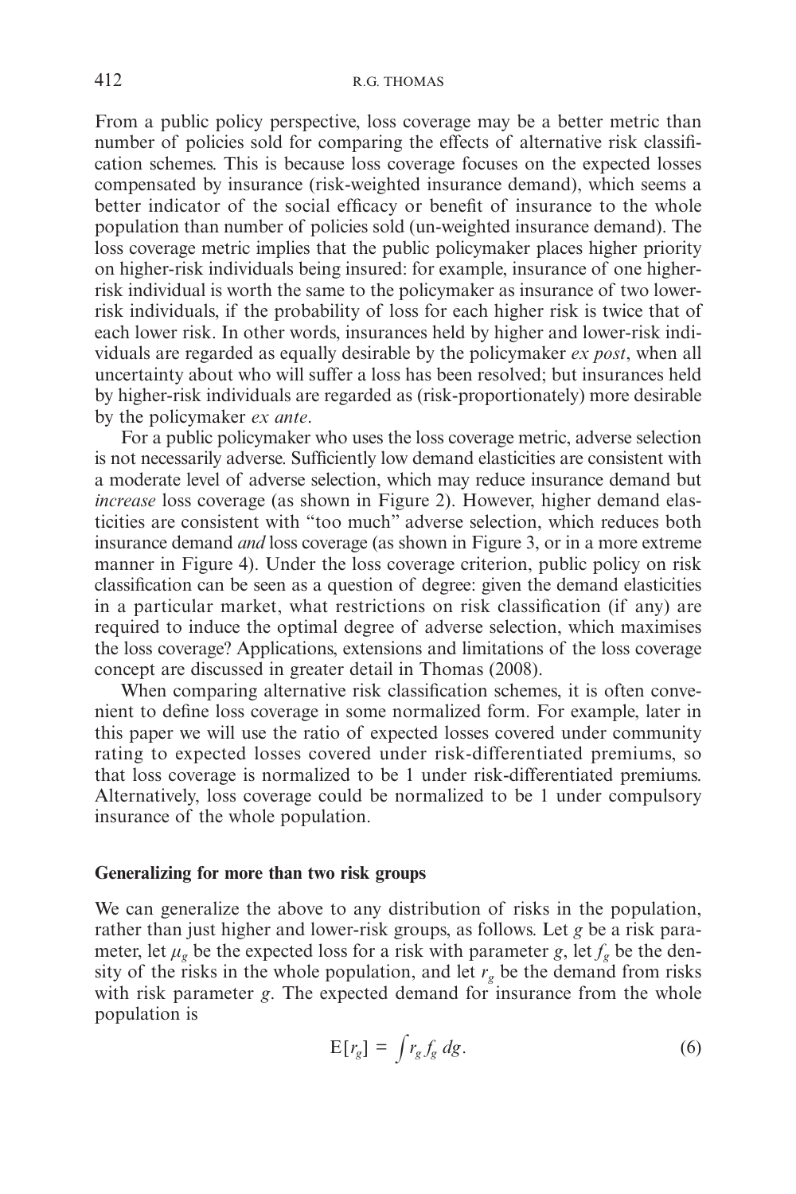From a public policy perspective, loss coverage may be a better metric than number of policies sold for comparing the effects of alternative risk classification schemes. This is because loss coverage focuses on the expected losses compensated by insurance (risk-weighted insurance demand), which seems a better indicator of the social efficacy or benefit of insurance to the whole population than number of policies sold (un-weighted insurance demand). The loss coverage metric implies that the public policymaker places higher priority on higher-risk individuals being insured: for example, insurance of one higher-risk individual is worth the same to the policymaker as insurance of two lower-risk individuals, if the probability of loss for each higher risk is twice that of each lower risk. In other words, insurances held by higher and lower-risk individuals are regarded as equally desirable by the policymaker *ex post*, when all uncertainty about who will suffer a loss has been resolved; but insurances held by higher-risk individuals are regarded as (risk-proportionately) more desirable by the policymaker *ex ante*.

For a public policymaker who uses the loss coverage metric, adverse selection is not necessarily adverse. Sufficiently low demand elasticities are consistent with a moderate level of adverse selection, which may reduce insurance demand but *increase* loss coverage (as shown in Figure 2). However, higher demand elasticities are consistent with "too much" adverse selection, which reduces both insurance demand *and* loss coverage (as shown in Figure 3, or in a more extreme manner in Figure 4). Under the loss coverage criterion, public policy on risk classification can be seen as a question of degree: given the demand elasticities in a particular market, what restrictions on risk classification (if any) are required to induce the optimal degree of adverse selection, which maximises the loss coverage? Applications, extensions and limitations of the loss coverage concept are discussed in greater detail in Thomas (2008).

When comparing alternative risk classification schemes, it is often convenient to define loss coverage in some normalized form. For example, later in this paper we will use the ratio of expected losses covered under community rating to expected losses covered under risk-differentiated premiums, so that loss coverage is normalized to be 1 under risk-differentiated premiums. Alternatively, loss coverage could be normalized to be 1 under compulsory insurance of the whole population.

**Generalizing for more than two risk groups**

We can generalize the above to any distribution of risks in the population, rather than just higher and lower-risk groups, as follows. Let $g$ be a risk parameter, let $\mu_g$ be the expected loss for a risk with parameter $g$, let $f_g$ be the density of the risks in the whole population, and let $r_g$ be the demand from risks with risk parameter $g$. The expected demand for insurance from the whole population is

$$\mathrm{E}[r_g] = \int r_g f_g \, dg. \tag{6}$$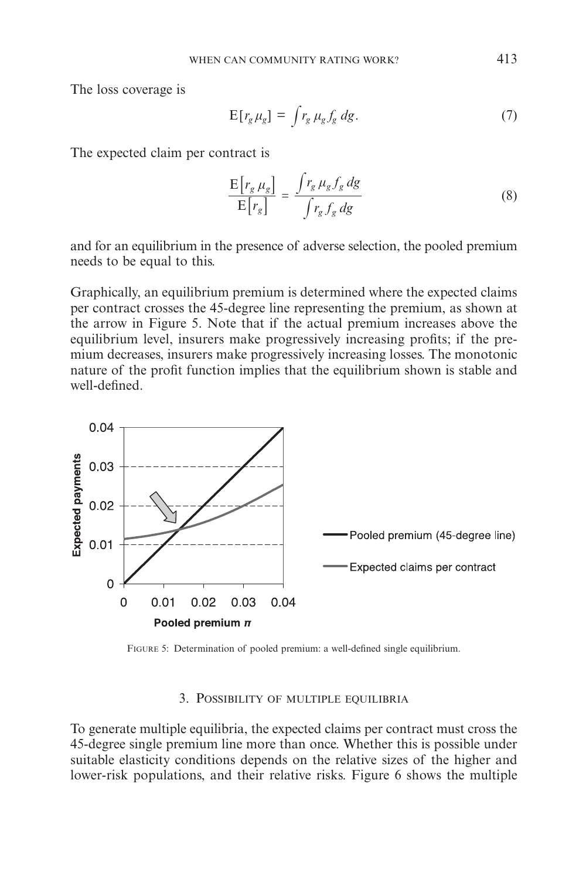The loss coverage is

$$\mathrm{E}[r_g \mu_g] = \int r_g \, \mu_g f_g \, dg. \tag{7}$$

The expected claim per contract is

$$\frac{\mathrm{E}\left[r_g \, \mu_g\right]}{\mathrm{E}\left[r_g\right]} = \frac{\int r_g \, \mu_g f_g \, dg}{\int r_g f_g \, dg} \tag{8}$$

and for an equilibrium in the presence of adverse selection, the pooled premium needs to be equal to this.

Graphically, an equilibrium premium is determined where the expected claims per contract crosses the 45-degree line representing the premium, as shown at the arrow in Figure 5. Note that if the actual premium increases above the equilibrium level, insurers make progressively increasing profits; if the premium decreases, insurers make progressively increasing losses. The monotonic nature of the profit function implies that the equilibrium shown is stable and well-defined.

FIGURE 5: Determination of pooled premium: a well-defined single equilibrium.

## 3. Possibility of multiple equilibria

To generate multiple equilibria, the expected claims per contract must cross the 45-degree single premium line more than once. Whether this is possible under suitable elasticity conditions depends on the relative sizes of the higher and lower-risk populations, and their relative risks. Figure 6 shows the multiple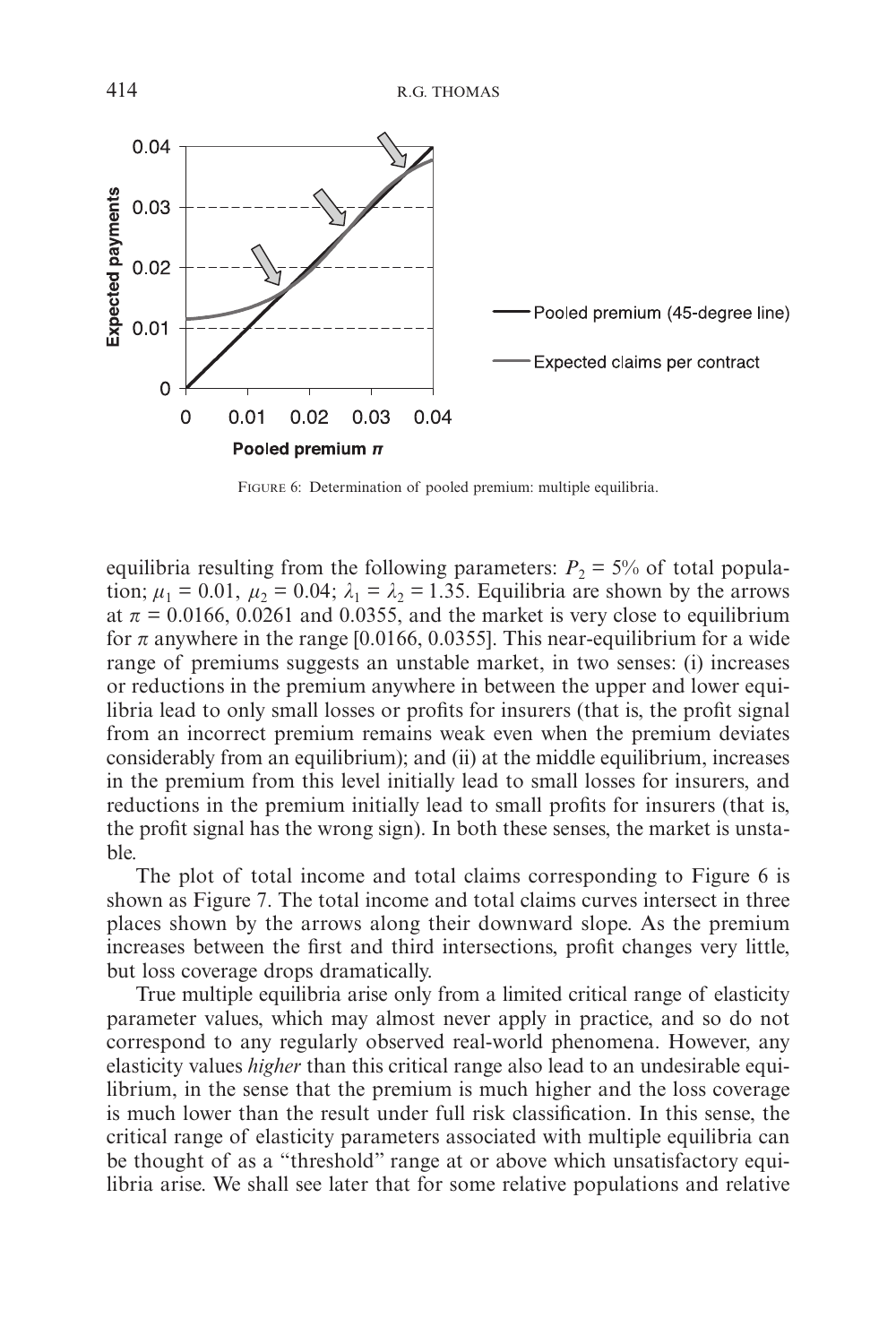FIGURE 6: Determination of pooled premium: multiple equilibria.

equilibria resulting from the following parameters: $P_2$ = 5% of total population; $\mu_1 = 0.01$, $\mu_2 = 0.04$; $\lambda_1 = \lambda_2 = 1.35$. Equilibria are shown by the arrows at $\pi = 0.0166$, 0.0261 and 0.0355, and the market is very close to equilibrium for $\pi$ anywhere in the range [0.0166, 0.0355]. This near-equilibrium for a wide range of premiums suggests an unstable market, in two senses: (i) increases or reductions in the premium anywhere in between the upper and lower equilibria lead to only small losses or profits for insurers (that is, the profit signal from an incorrect premium remains weak even when the premium deviates considerably from an equilibrium); and (ii) at the middle equilibrium, increases in the premium from this level initially lead to small losses for insurers, and reductions in the premium initially lead to small profits for insurers (that is, the profit signal has the wrong sign). In both these senses, the market is unstable.

The plot of total income and total claims corresponding to Figure 6 is shown as Figure 7. The total income and total claims curves intersect in three places shown by the arrows along their downward slope. As the premium increases between the first and third intersections, profit changes very little, but loss coverage drops dramatically.

True multiple equilibria arise only from a limited critical range of elasticity parameter values, which may almost never apply in practice, and so do not correspond to any regularly observed real-world phenomena. However, any elasticity values *higher* than this critical range also lead to an undesirable equilibrium, in the sense that the premium is much higher and the loss coverage is much lower than the result under full risk classification. In this sense, the critical range of elasticity parameters associated with multiple equilibria can be thought of as a "threshold" range at or above which unsatisfactory equilibria arise. We shall see later that for some relative populations and relative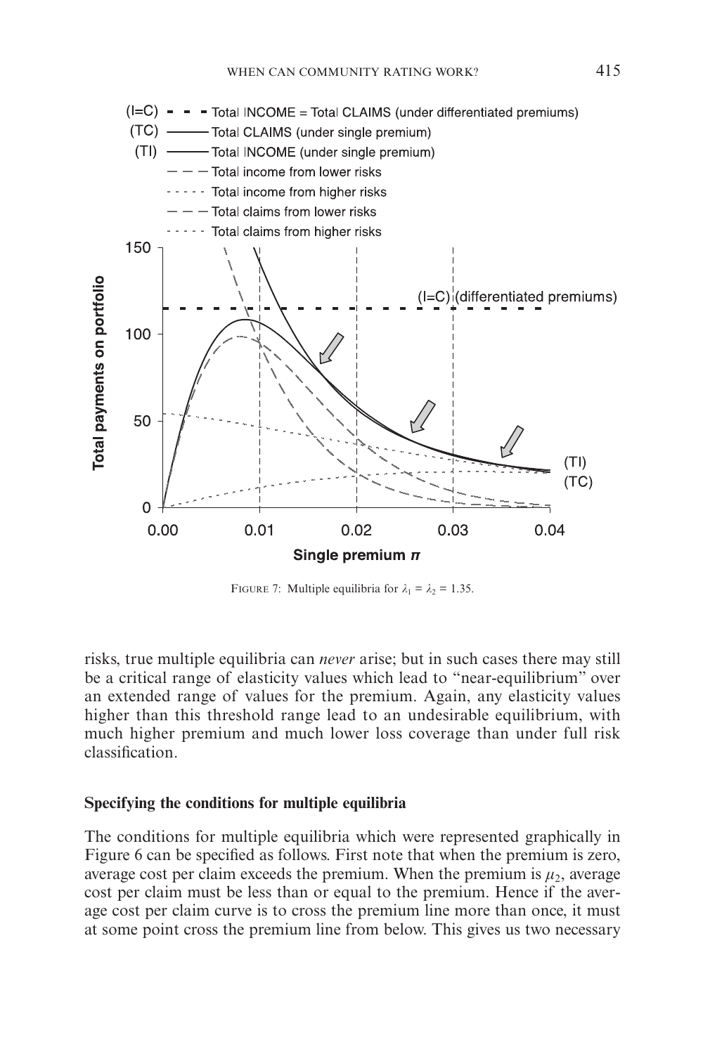FIGURE 7: Multiple equilibria for $\lambda_1 = \lambda_2 = 1.35$.

risks, true multiple equilibria can *never* arise; but in such cases there may still be a critical range of elasticity values which lead to "near-equilibrium" over an extended range of values for the premium. Again, any elasticity values higher than this threshold range lead to an undesirable equilibrium, with much higher premium and much lower loss coverage than under full risk classification.

### Specifying the conditions for multiple equilibria

The conditions for multiple equilibria which were represented graphically in Figure 6 can be specified as follows. First note that when the premium is zero, average cost per claim exceeds the premium. When the premium is $\mu_2$, average cost per claim must be less than or equal to the premium. Hence if the average cost per claim curve is to cross the premium line more than once, it must at some point cross the premium line from below. This gives us two necessary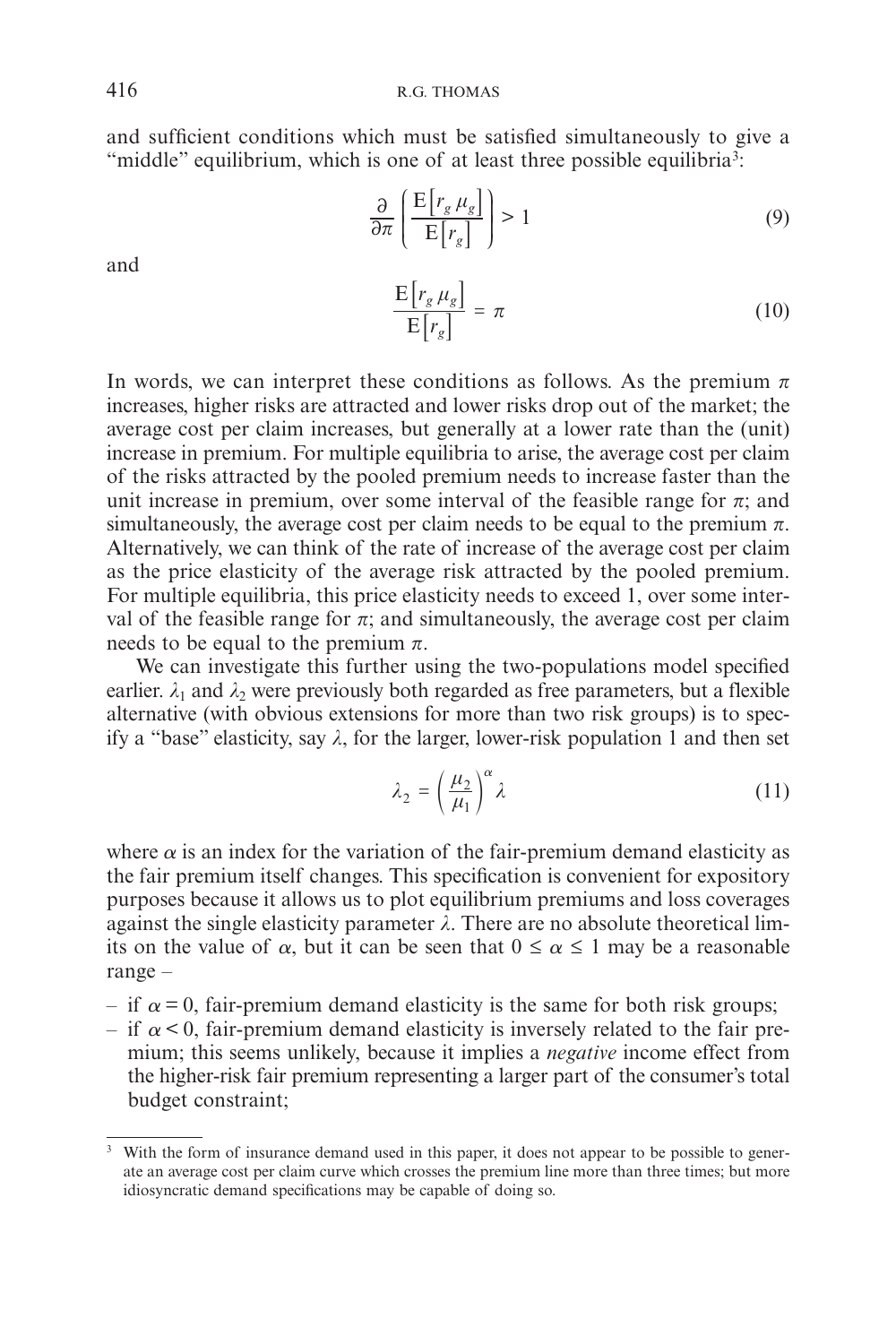and sufficient conditions which must be satisfied simultaneously to give a "middle" equilibrium, which is one of at least three possible equilibria[3]:

$$\frac{\partial}{\partial \pi}\left(\frac{\mathrm{E}\left[r_g \, \mu_g\right]}{\mathrm{E}\left[r_g\right]}\right) > 1 \tag{9}$$

and

$$\frac{\mathrm{E}\left[r_g \, \mu_g\right]}{\mathrm{E}\left[r_g\right]} = \pi \tag{10}$$

In words, we can interpret these conditions as follows. As the premium $\pi$ increases, higher risks are attracted and lower risks drop out of the market; the average cost per claim increases, but generally at a lower rate than the (unit) increase in premium. For multiple equilibria to arise, the average cost per claim of the risks attracted by the pooled premium needs to increase faster than the unit increase in premium, over some interval of the feasible range for $\pi$; and simultaneously, the average cost per claim needs to be equal to the premium $\pi$. Alternatively, we can think of the rate of increase of the average cost per claim as the price elasticity of the average risk attracted by the pooled premium. For multiple equilibria, this price elasticity needs to exceed 1, over some interval of the feasible range for $\pi$; and simultaneously, the average cost per claim needs to be equal to the premium $\pi$.

We can investigate this further using the two-populations model specified earlier. $\lambda_1$ and $\lambda_2$ were previously both regarded as free parameters, but a flexible alternative (with obvious extensions for more than two risk groups) is to specify a "base" elasticity, say $\lambda$, for the larger, lower-risk population 1 and then set

$$\lambda_2 = \left(\frac{\mu_2}{\mu_1}\right)^{\alpha} \lambda \tag{11}$$

where $\alpha$ is an index for the variation of the fair-premium demand elasticity as the fair premium itself changes. This specification is convenient for expository purposes because it allows us to plot equilibrium premiums and loss coverages against the single elasticity parameter $\lambda$. There are no absolute theoretical limits on the value of $\alpha$, but it can be seen that $0 \leq \alpha \leq 1$ may be a reasonable range –

- if $\alpha = 0$, fair-premium demand elasticity is the same for both risk groups;
- if $\alpha < 0$, fair-premium demand elasticity is inversely related to the fair premium; this seems unlikely, because it implies a *negative* income effect from the higher-risk fair premium representing a larger part of the consumer's total budget constraint;

[3] With the form of insurance demand used in this paper, it does not appear to be possible to generate an average cost per claim curve which crosses the premium line more than three times; but more idiosyncratic demand specifications may be capable of doing so.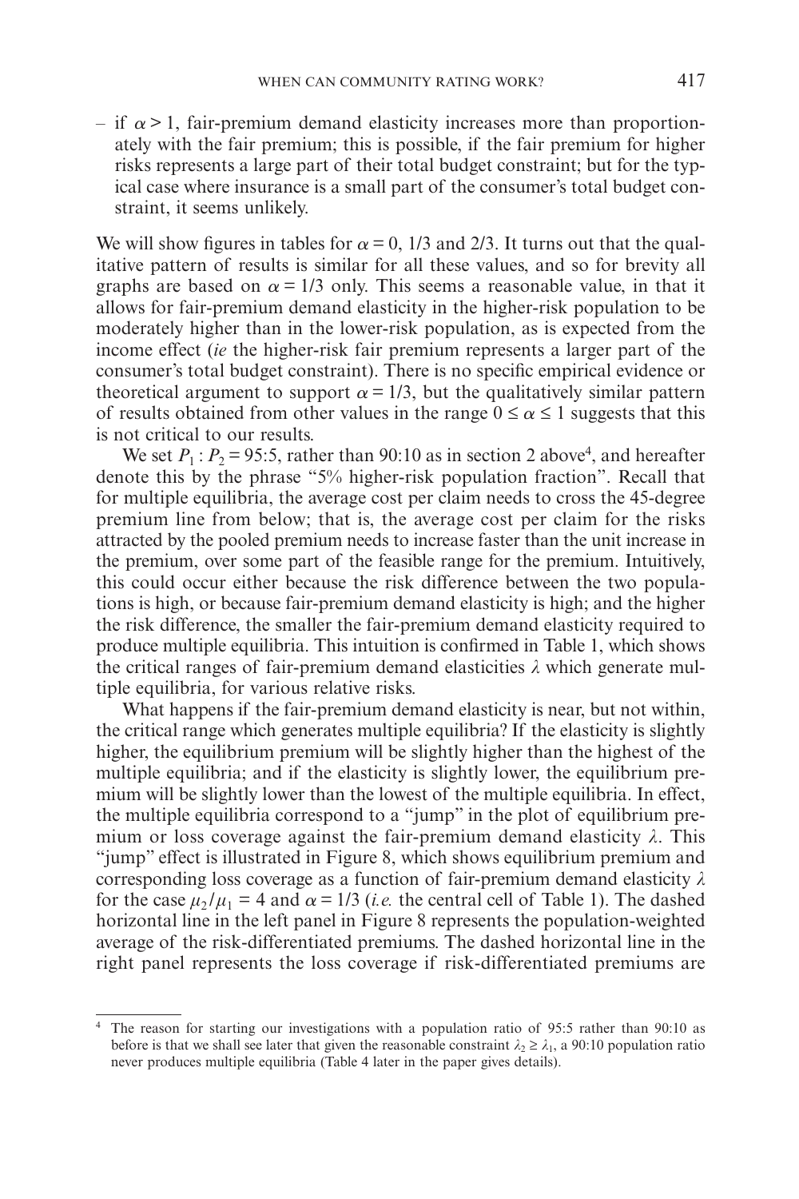– if $\alpha > 1$, fair-premium demand elasticity increases more than proportionately with the fair premium; this is possible, if the fair premium for higher risks represents a large part of their total budget constraint; but for the typical case where insurance is a small part of the consumer's total budget constraint, it seems unlikely.

We will show figures in tables for $\alpha = 0$, 1/3 and 2/3. It turns out that the qualitative pattern of results is similar for all these values, and so for brevity all graphs are based on $\alpha = 1/3$ only. This seems a reasonable value, in that it allows for fair-premium demand elasticity in the higher-risk population to be moderately higher than in the lower-risk population, as is expected from the income effect (*ie* the higher-risk fair premium represents a larger part of the consumer's total budget constraint). There is no specific empirical evidence or theoretical argument to support $\alpha = 1/3$, but the qualitatively similar pattern of results obtained from other values in the range $0 \leq \alpha \leq 1$ suggests that this is not critical to our results.

We set $P_1 : P_2 = 95:5$, rather than 90:10 as in section 2 above[4], and hereafter denote this by the phrase "5% higher-risk population fraction". Recall that for multiple equilibria, the average cost per claim needs to cross the 45-degree premium line from below; that is, the average cost per claim for the risks attracted by the pooled premium needs to increase faster than the unit increase in the premium, over some part of the feasible range for the premium. Intuitively, this could occur either because the risk difference between the two populations is high, or because fair-premium demand elasticity is high; and the higher the risk difference, the smaller the fair-premium demand elasticity required to produce multiple equilibria. This intuition is confirmed in Table 1, which shows the critical ranges of fair-premium demand elasticities $\lambda$ which generate multiple equilibria, for various relative risks.

What happens if the fair-premium demand elasticity is near, but not within, the critical range which generates multiple equilibria? If the elasticity is slightly higher, the equilibrium premium will be slightly higher than the highest of the multiple equilibria; and if the elasticity is slightly lower, the equilibrium premium will be slightly lower than the lowest of the multiple equilibria. In effect, the multiple equilibria correspond to a "jump" in the plot of equilibrium premium or loss coverage against the fair-premium demand elasticity $\lambda$. This "jump" effect is illustrated in Figure 8, which shows equilibrium premium and corresponding loss coverage as a function of fair-premium demand elasticity $\lambda$ for the case $\mu_2/\mu_1 = 4$ and $\alpha = 1/3$ (*i.e.* the central cell of Table 1). The dashed horizontal line in the left panel in Figure 8 represents the population-weighted average of the risk-differentiated premiums. The dashed horizontal line in the right panel represents the loss coverage if risk-differentiated premiums are

---

[4] The reason for starting our investigations with a population ratio of 95:5 rather than 90:10 as before is that we shall see later that given the reasonable constraint $\lambda_2 \geq \lambda_1$, a 90:10 population ratio never produces multiple equilibria (Table 4 later in the paper gives details).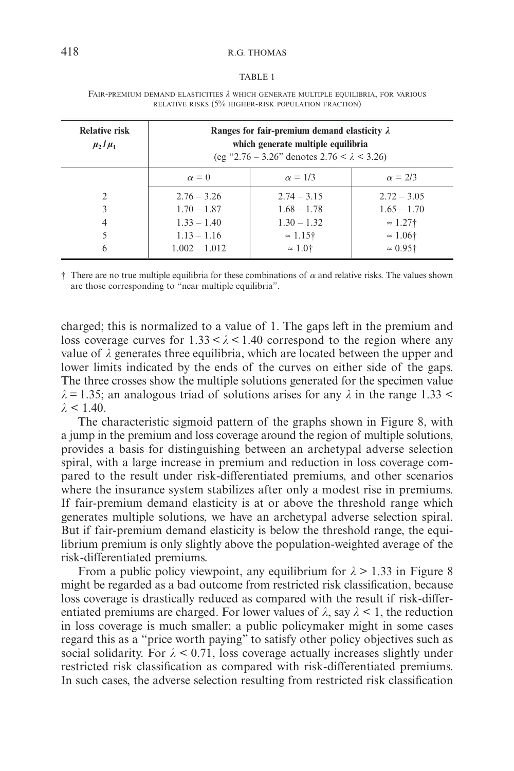TABLE 1

FAIR-PREMIUM DEMAND ELASTICITIES $\lambda$ WHICH GENERATE MULTIPLE EQUILIBRIA, FOR VARIOUS RELATIVE RISKS (5% HIGHER-RISK POPULATION FRACTION)

| **Relative risk** $\mu_2/\mu_1$ | **Ranges for fair-premium demand elasticity $\lambda$ which generate multiple equilibria** (eg "2.76 – 3.26" denotes $2.76 < \lambda < 3.26$) | | |
|---|---|---|---|
| | $\alpha = 0$ | $\alpha = 1/3$ | $\alpha = 2/3$ |
| 2 | 2.76 – 3.26 | 2.74 – 3.15 | 2.72 – 3.05 |
| 3 | 1.70 – 1.87 | 1.68 – 1.78 | 1.65 – 1.70 |
| 4 | 1.33 – 1.40 | 1.30 – 1.32 | ≈ 1.27† |
| 5 | 1.13 – 1.16 | ≈ 1.15† | ≈ 1.06† |
| 6 | 1.002 – 1.012 | ≈ 1.0† | ≈ 0.95† |

† There are no true multiple equilibria for these combinations of $\alpha$ and relative risks. The values shown are those corresponding to "near multiple equilibria".

charged; this is normalized to a value of 1. The gaps left in the premium and loss coverage curves for $1.33 < \lambda < 1.40$ correspond to the region where any value of $\lambda$ generates three equilibria, which are located between the upper and lower limits indicated by the ends of the curves on either side of the gaps. The three crosses show the multiple solutions generated for the specimen value $\lambda = 1.35$; an analogous triad of solutions arises for any $\lambda$ in the range $1.33 < \lambda < 1.40$.

The characteristic sigmoid pattern of the graphs shown in Figure 8, with a jump in the premium and loss coverage around the region of multiple solutions, provides a basis for distinguishing between an archetypal adverse selection spiral, with a large increase in premium and reduction in loss coverage compared to the result under risk-differentiated premiums, and other scenarios where the insurance system stabilizes after only a modest rise in premiums. If fair-premium demand elasticity is at or above the threshold range which generates multiple solutions, we have an archetypal adverse selection spiral. But if fair-premium demand elasticity is below the threshold range, the equilibrium premium is only slightly above the population-weighted average of the risk-differentiated premiums.

From a public policy viewpoint, any equilibrium for $\lambda > 1.33$ in Figure 8 might be regarded as a bad outcome from restricted risk classification, because loss coverage is drastically reduced as compared with the result if risk-differentiated premiums are charged. For lower values of $\lambda$, say $\lambda < 1$, the reduction in loss coverage is much smaller; a public policymaker might in some cases regard this as a "price worth paying" to satisfy other policy objectives such as social solidarity. For $\lambda < 0.71$, loss coverage actually increases slightly under restricted risk classification as compared with risk-differentiated premiums. In such cases, the adverse selection resulting from restricted risk classification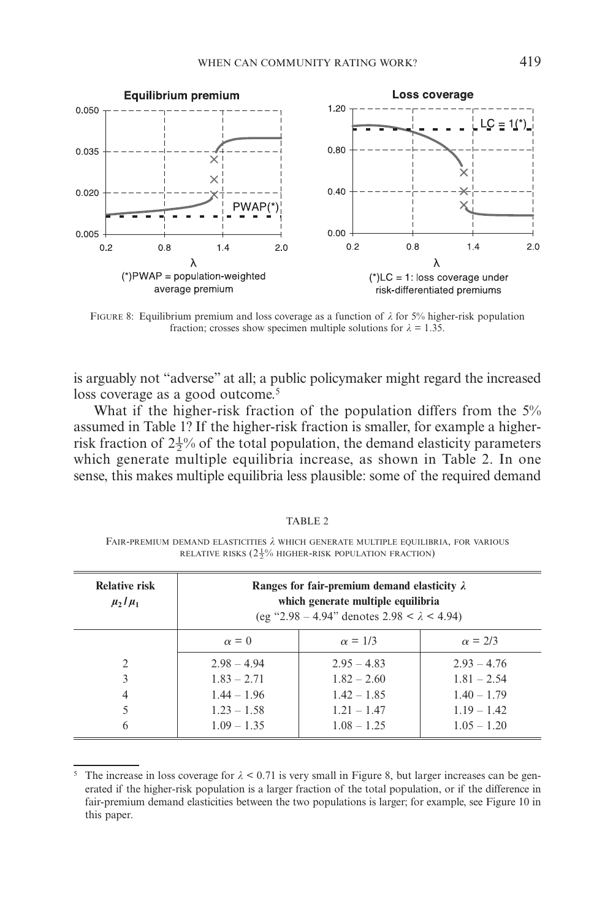FIGURE 8: Equilibrium premium and loss coverage as a function of $\lambda$ for 5% higher-risk population fraction; crosses show specimen multiple solutions for $\lambda = 1.35$.

is arguably not "adverse" at all; a public policymaker might regard the increased loss coverage as a good outcome.[5]

What if the higher-risk fraction of the population differs from the 5% assumed in Table 1? If the higher-risk fraction is smaller, for example a higher-risk fraction of $2\frac{1}{2}$% of the total population, the demand elasticity parameters which generate multiple equilibria increase, as shown in Table 2. In one sense, this makes multiple equilibria less plausible: some of the required demand

TABLE 2

FAIR-PREMIUM DEMAND ELASTICITIES $\lambda$ WHICH GENERATE MULTIPLE EQUILIBRIA, FOR VARIOUS RELATIVE RISKS ($2\frac{1}{2}$% HIGHER-RISK POPULATION FRACTION)

| **Relative risk** $\mu_2 / \mu_1$ | **Ranges for fair-premium demand elasticity $\lambda$ which generate multiple equilibria** (eg "2.98 – 4.94" denotes $2.98 < \lambda < 4.94$) | | |
|---|---|---|---|
| | $\alpha = 0$ | $\alpha = 1/3$ | $\alpha = 2/3$ |
| 2 | 2.98 – 4.94 | 2.95 – 4.83 | 2.93 – 4.76 |
| 3 | 1.83 – 2.71 | 1.82 – 2.60 | 1.81 – 2.54 |
| 4 | 1.44 – 1.96 | 1.42 – 1.85 | 1.40 – 1.79 |
| 5 | 1.23 – 1.58 | 1.21 – 1.47 | 1.19 – 1.42 |
| 6 | 1.09 – 1.35 | 1.08 – 1.25 | 1.05 – 1.20 |

[5] The increase in loss coverage for $\lambda < 0.71$ is very small in Figure 8, but larger increases can be generated if the higher-risk population is a larger fraction of the total population, or if the difference in fair-premium demand elasticities between the two populations is larger; for example, see Figure 10 in this paper.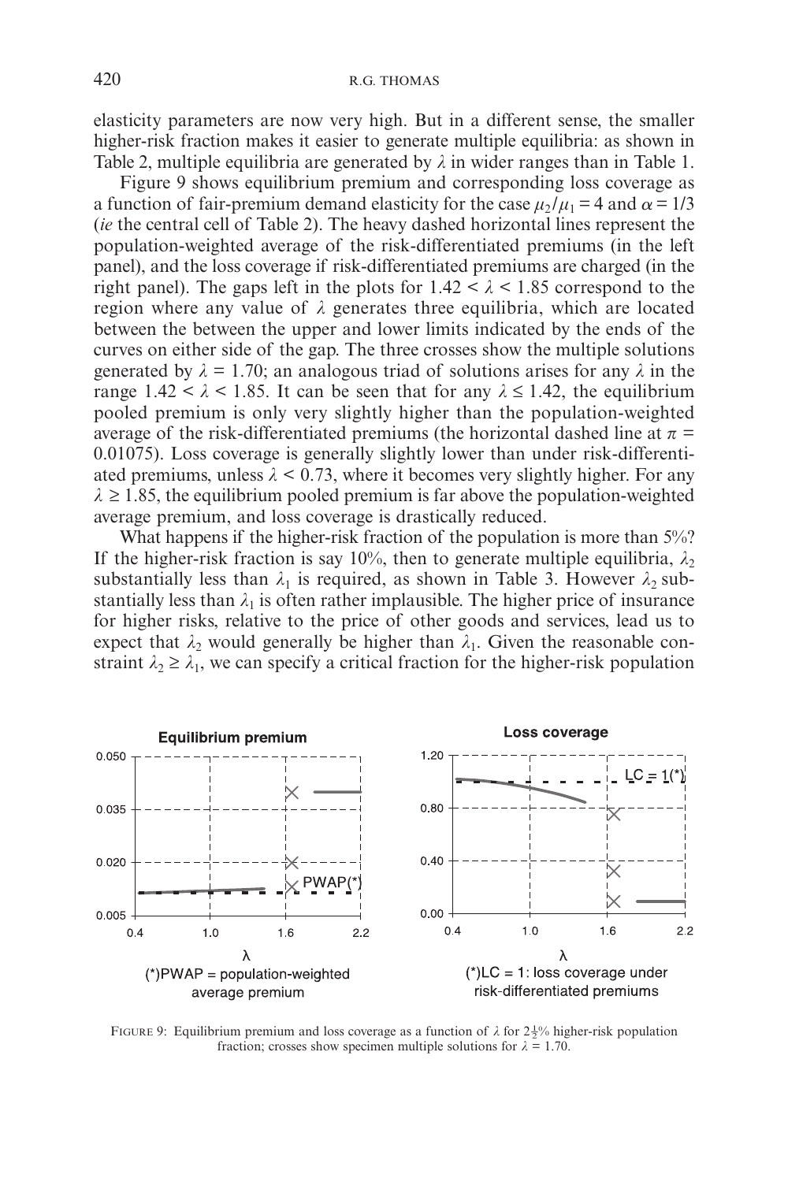elasticity parameters are now very high. But in a different sense, the smaller higher-risk fraction makes it easier to generate multiple equilibria: as shown in Table 2, multiple equilibria are generated by $\lambda$ in wider ranges than in Table 1.

Figure 9 shows equilibrium premium and corresponding loss coverage as a function of fair-premium demand elasticity for the case $\mu_2/\mu_1 = 4$ and $\alpha = 1/3$ (*ie* the central cell of Table 2). The heavy dashed horizontal lines represent the population-weighted average of the risk-differentiated premiums (in the left panel), and the loss coverage if risk-differentiated premiums are charged (in the right panel). The gaps left in the plots for $1.42 < \lambda < 1.85$ correspond to the region where any value of $\lambda$ generates three equilibria, which are located between the between the upper and lower limits indicated by the ends of the curves on either side of the gap. The three crosses show the multiple solutions generated by $\lambda = 1.70$; an analogous triad of solutions arises for any $\lambda$ in the range $1.42 < \lambda < 1.85$. It can be seen that for any $\lambda \leq 1.42$, the equilibrium pooled premium is only very slightly higher than the population-weighted average of the risk-differentiated premiums (the horizontal dashed line at $\pi = 0.01075$). Loss coverage is generally slightly lower than under risk-differentiated premiums, unless $\lambda < 0.73$, where it becomes very slightly higher. For any $\lambda \geq 1.85$, the equilibrium pooled premium is far above the population-weighted average premium, and loss coverage is drastically reduced.

What happens if the higher-risk fraction of the population is more than 5%? If the higher-risk fraction is say 10%, then to generate multiple equilibria, $\lambda_2$ substantially less than $\lambda_1$ is required, as shown in Table 3. However $\lambda_2$ substantially less than $\lambda_1$ is often rather implausible. The higher price of insurance for higher risks, relative to the price of other goods and services, lead us to expect that $\lambda_2$ would generally be higher than $\lambda_1$. Given the reasonable constraint $\lambda_2 \geq \lambda_1$, we can specify a critical fraction for the higher-risk population

FIGURE 9: Equilibrium premium and loss coverage as a function of $\lambda$ for $2\frac{1}{2}$% higher-risk population fraction; crosses show specimen multiple solutions for $\lambda = 1.70$.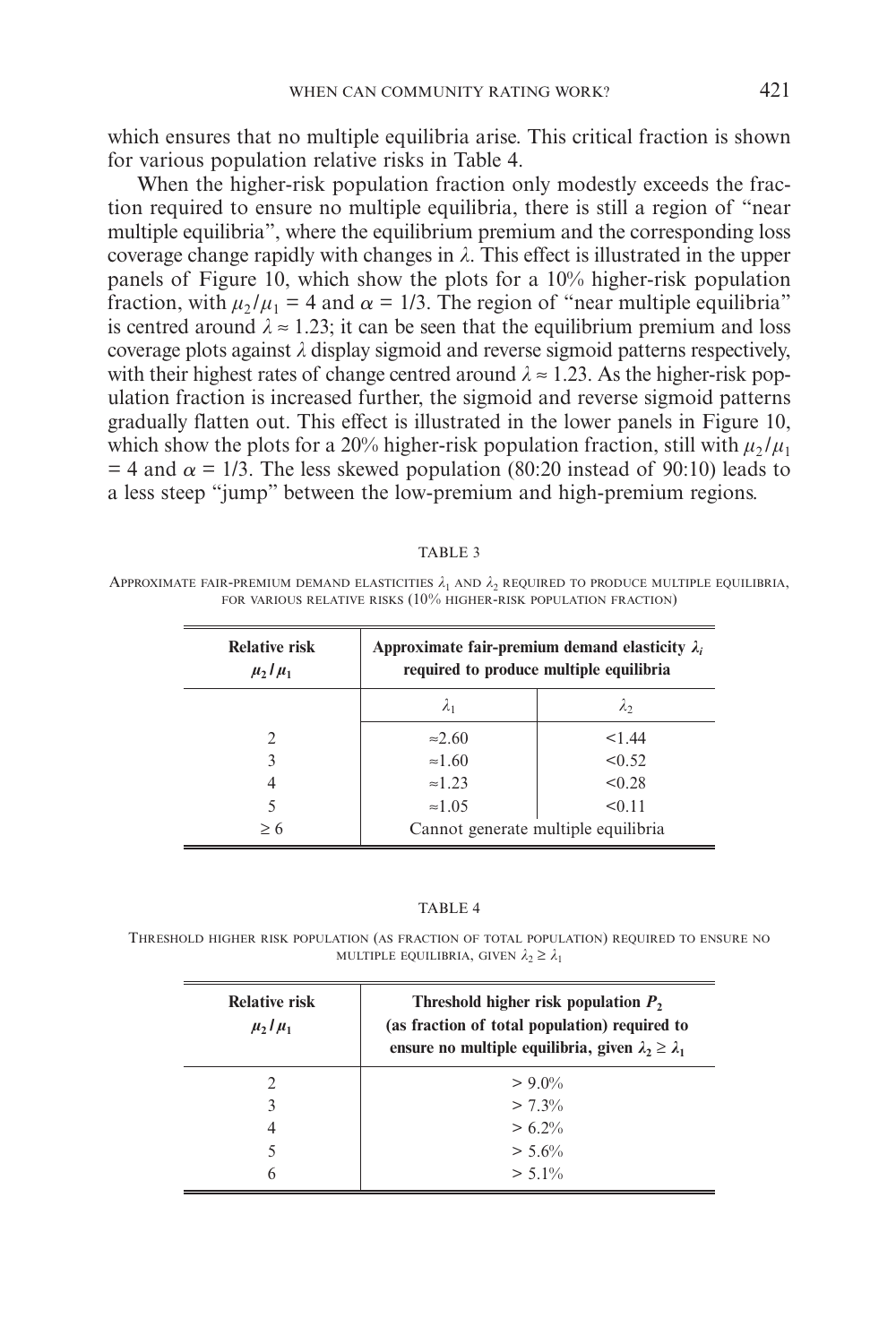which ensures that no multiple equilibria arise. This critical fraction is shown for various population relative risks in Table 4.

When the higher-risk population fraction only modestly exceeds the fraction required to ensure no multiple equilibria, there is still a region of "near multiple equilibria", where the equilibrium premium and the corresponding loss coverage change rapidly with changes in $\lambda$. This effect is illustrated in the upper panels of Figure 10, which show the plots for a 10% higher-risk population fraction, with $\mu_2/\mu_1 = 4$ and $\alpha = 1/3$. The region of "near multiple equilibria" is centred around $\lambda \approx 1.23$; it can be seen that the equilibrium premium and loss coverage plots against $\lambda$ display sigmoid and reverse sigmoid patterns respectively, with their highest rates of change centred around $\lambda \approx 1.23$. As the higher-risk population fraction is increased further, the sigmoid and reverse sigmoid patterns gradually flatten out. This effect is illustrated in the lower panels in Figure 10, which show the plots for a 20% higher-risk population fraction, still with $\mu_2/\mu_1 = 4$ and $\alpha = 1/3$. The less skewed population (80:20 instead of 90:10) leads to a less steep "jump" between the low-premium and high-premium regions.

TABLE 3

APPROXIMATE FAIR-PREMIUM DEMAND ELASTICITIES $\lambda_1$ AND $\lambda_2$ REQUIRED TO PRODUCE MULTIPLE EQUILIBRIA, FOR VARIOUS RELATIVE RISKS (10% HIGHER-RISK POPULATION FRACTION)

| **Relative risk** $\mu_2/\mu_1$ | **Approximate fair-premium demand elasticity** $\lambda_i$ **required to produce multiple equilibria** | |
|---|---|---|
| | $\lambda_1$ | $\lambda_2$ |
| 2 | ≈2.60 | <1.44 |
| 3 | ≈1.60 | <0.52 |
| 4 | ≈1.23 | <0.28 |
| 5 | ≈1.05 | <0.11 |
| ≥ 6 | Cannot generate multiple equilibria | |

TABLE 4

THRESHOLD HIGHER RISK POPULATION (AS FRACTION OF TOTAL POPULATION) REQUIRED TO ENSURE NO MULTIPLE EQUILIBRIA, GIVEN $\lambda_2 \geq \lambda_1$

| **Relative risk** $\mu_2/\mu_1$ | **Threshold higher risk population** $P_2$ **(as fraction of total population) required to ensure no multiple equilibria, given** $\lambda_2 \geq \lambda_1$ |
|---|---|
| 2 | > 9.0% |
| 3 | > 7.3% |
| 4 | > 6.2% |
| 5 | > 5.6% |
| 6 | > 5.1% |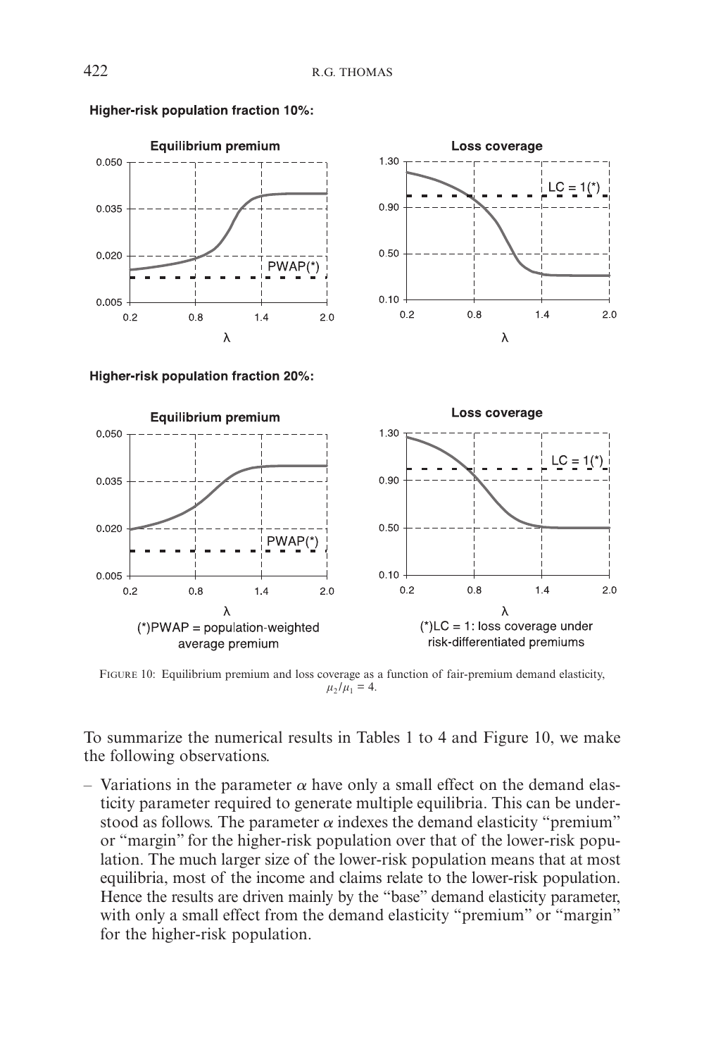**Higher-risk population fraction 10%:**

**Higher-risk population fraction 20%:**

(*)PWAP = population-weighted average premium

(*)LC = 1: loss coverage under risk-differentiated premiums

FIGURE 10: Equilibrium premium and loss coverage as a function of fair-premium demand elasticity, $\mu_2/\mu_1 = 4$.

To summarize the numerical results in Tables 1 to 4 and Figure 10, we make the following observations.

– Variations in the parameter $\alpha$ have only a small effect on the demand elasticity parameter required to generate multiple equilibria. This can be understood as follows. The parameter $\alpha$ indexes the demand elasticity "premium" or "margin" for the higher-risk population over that of the lower-risk population. The much larger size of the lower-risk population means that at most equilibria, most of the income and claims relate to the lower-risk population. Hence the results are driven mainly by the "base" demand elasticity parameter, with only a small effect from the demand elasticity "premium" or "margin" for the higher-risk population.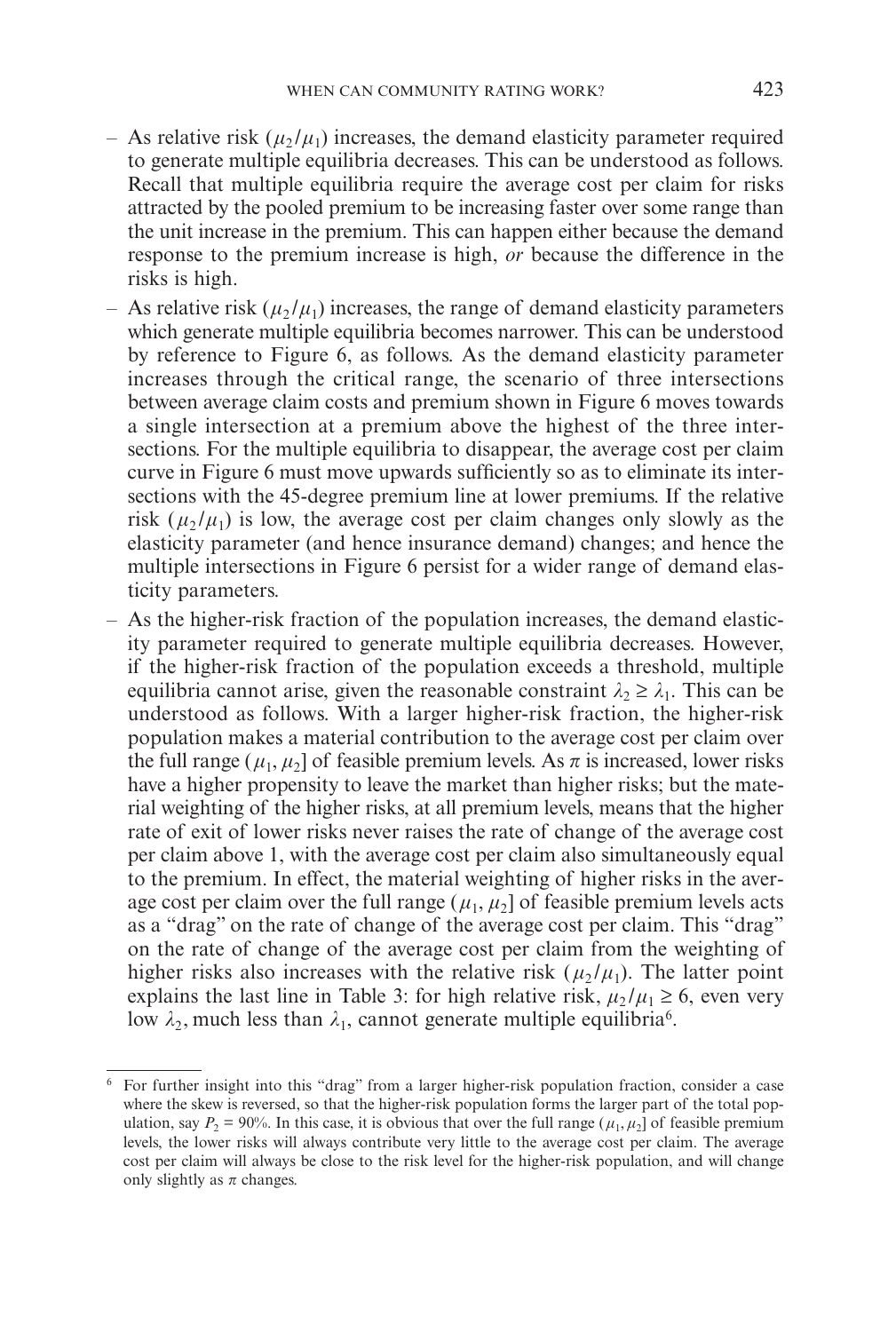- As relative risk ($\mu_2/\mu_1$) increases, the demand elasticity parameter required to generate multiple equilibria decreases. This can be understood as follows. Recall that multiple equilibria require the average cost per claim for risks attracted by the pooled premium to be increasing faster over some range than the unit increase in the premium. This can happen either because the demand response to the premium increase is high, *or* because the difference in the risks is high.
- As relative risk ($\mu_2/\mu_1$) increases, the range of demand elasticity parameters which generate multiple equilibria becomes narrower. This can be understood by reference to Figure 6, as follows. As the demand elasticity parameter increases through the critical range, the scenario of three intersections between average claim costs and premium shown in Figure 6 moves towards a single intersection at a premium above the highest of the three intersections. For the multiple equilibria to disappear, the average cost per claim curve in Figure 6 must move upwards sufficiently so as to eliminate its intersections with the 45-degree premium line at lower premiums. If the relative risk ($\mu_2/\mu_1$) is low, the average cost per claim changes only slowly as the elasticity parameter (and hence insurance demand) changes; and hence the multiple intersections in Figure 6 persist for a wider range of demand elasticity parameters.
- As the higher-risk fraction of the population increases, the demand elasticity parameter required to generate multiple equilibria decreases. However, if the higher-risk fraction of the population exceeds a threshold, multiple equilibria cannot arise, given the reasonable constraint $\lambda_2 \geq \lambda_1$. This can be understood as follows. With a larger higher-risk fraction, the higher-risk population makes a material contribution to the average cost per claim over the full range $(\mu_1, \mu_2]$ of feasible premium levels. As $\pi$ is increased, lower risks have a higher propensity to leave the market than higher risks; but the material weighting of the higher risks, at all premium levels, means that the higher rate of exit of lower risks never raises the rate of change of the average cost per claim above 1, with the average cost per claim also simultaneously equal to the premium. In effect, the material weighting of higher risks in the average cost per claim over the full range $(\mu_1, \mu_2]$ of feasible premium levels acts as a "drag" on the rate of change of the average cost per claim. This "drag" on the rate of change of the average cost per claim from the weighting of higher risks also increases with the relative risk ($\mu_2/\mu_1$). The latter point explains the last line in Table 3: for high relative risk, $\mu_2/\mu_1 \geq 6$, even very low $\lambda_2$, much less than $\lambda_1$, cannot generate multiple equilibria[6].

---

[6] For further insight into this "drag" from a larger higher-risk population fraction, consider a case where the skew is reversed, so that the higher-risk population forms the larger part of the total population, say $P_2 = 90\%$. In this case, it is obvious that over the full range $(\mu_1, \mu_2]$ of feasible premium levels, the lower risks will always contribute very little to the average cost per claim. The average cost per claim will always be close to the risk level for the higher-risk population, and will change only slightly as $\pi$ changes.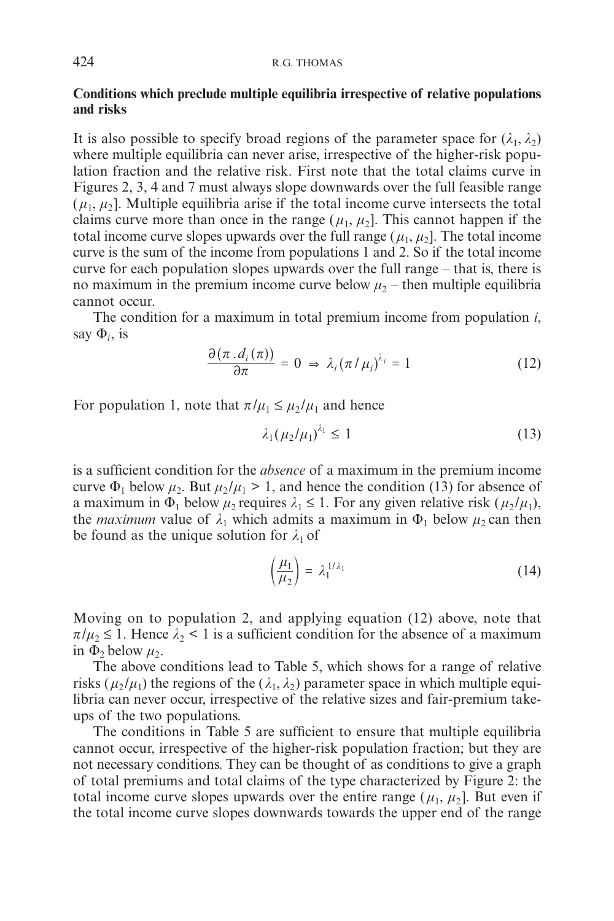## Conditions which preclude multiple equilibria irrespective of relative populations and risks

It is also possible to specify broad regions of the parameter space for $(\lambda_1, \lambda_2)$ where multiple equilibria can never arise, irrespective of the higher-risk population fraction and the relative risk. First note that the total claims curve in Figures 2, 3, 4 and 7 must always slope downwards over the full feasible range $(\mu_1, \mu_2]$. Multiple equilibria arise if the total income curve intersects the total claims curve more than once in the range $(\mu_1, \mu_2]$. This cannot happen if the total income curve slopes upwards over the full range $(\mu_1, \mu_2]$. The total income curve is the sum of the income from populations 1 and 2. So if the total income curve for each population slopes upwards over the full range – that is, there is no maximum in the premium income curve below $\mu_2$ – then multiple equilibria cannot occur.

The condition for a maximum in total premium income from population *i*, say $\Phi_i$, is

$$\frac{\partial(\pi . d_i(\pi))}{\partial \pi} = 0 \Rightarrow \lambda_i (\pi / \mu_i)^{\lambda_i} = 1 \tag{12}$$

For population 1, note that $\pi/\mu_1 \leq \mu_2/\mu_1$ and hence

$$\lambda_1 (\mu_2/\mu_1)^{\lambda_1} \leq 1 \tag{13}$$

is a sufficient condition for the *absence* of a maximum in the premium income curve $\Phi_1$ below $\mu_2$. But $\mu_2/\mu_1 > 1$, and hence the condition (13) for absence of a maximum in $\Phi_1$ below $\mu_2$ requires $\lambda_1 \leq 1$. For any given relative risk $(\mu_2/\mu_1)$, the *maximum* value of $\lambda_1$ which admits a maximum in $\Phi_1$ below $\mu_2$ can then be found as the unique solution for $\lambda_1$ of

$$\left(\frac{\mu_1}{\mu_2}\right) = \lambda_1^{1/\lambda_1} \tag{14}$$

Moving on to population 2, and applying equation (12) above, note that $\pi/\mu_2 \leq 1$. Hence $\lambda_2 < 1$ is a sufficient condition for the absence of a maximum in $\Phi_2$ below $\mu_2$.

The above conditions lead to Table 5, which shows for a range of relative risks $(\mu_2/\mu_1)$ the regions of the $(\lambda_1, \lambda_2)$ parameter space in which multiple equilibria can never occur, irrespective of the relative sizes and fair-premium take-ups of the two populations.

The conditions in Table 5 are sufficient to ensure that multiple equilibria cannot occur, irrespective of the higher-risk population fraction; but they are not necessary conditions. They can be thought of as conditions to give a graph of total premiums and total claims of the type characterized by Figure 2: the total income curve slopes upwards over the entire range $(\mu_1, \mu_2]$. But even if the total income curve slopes downwards towards the upper end of the range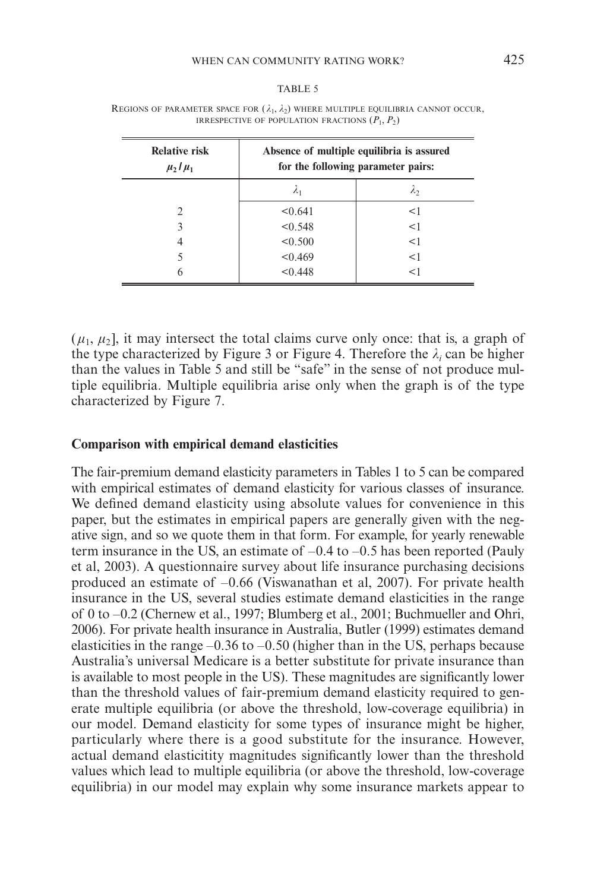TABLE 5

REGIONS OF PARAMETER SPACE FOR $(\lambda_1, \lambda_2)$ WHERE MULTIPLE EQUILIBRIA CANNOT OCCUR, IRRESPECTIVE OF POPULATION FRACTIONS $(P_1, P_2)$

| **Relative risk** $\mu_2 / \mu_1$ | **Absence of multiple equilibria is assured for the following parameter pairs:** | |
|---|---|---|
| | $\lambda_1$ | $\lambda_2$ |
| 2 | <0.641 | <1 |
| 3 | <0.548 | <1 |
| 4 | <0.500 | <1 |
| 5 | <0.469 | <1 |
| 6 | <0.448 | <1 |

$(\mu_1, \mu_2]$, it may intersect the total claims curve only once: that is, a graph of the type characterized by Figure 3 or Figure 4. Therefore the $\lambda_i$ can be higher than the values in Table 5 and still be "safe" in the sense of not produce multiple equilibria. Multiple equilibria arise only when the graph is of the type characterized by Figure 7.

## Comparison with empirical demand elasticities

The fair-premium demand elasticity parameters in Tables 1 to 5 can be compared with empirical estimates of demand elasticity for various classes of insurance. We defined demand elasticity using absolute values for convenience in this paper, but the estimates in empirical papers are generally given with the negative sign, and so we quote them in that form. For example, for yearly renewable term insurance in the US, an estimate of –0.4 to –0.5 has been reported (Pauly et al, 2003). A questionnaire survey about life insurance purchasing decisions produced an estimate of –0.66 (Viswanathan et al, 2007). For private health insurance in the US, several studies estimate demand elasticities in the range of 0 to –0.2 (Chernew et al., 1997; Blumberg et al., 2001; Buchmueller and Ohri, 2006). For private health insurance in Australia, Butler (1999) estimates demand elasticities in the range –0.36 to –0.50 (higher than in the US, perhaps because Australia's universal Medicare is a better substitute for private insurance than is available to most people in the US). These magnitudes are significantly lower than the threshold values of fair-premium demand elasticity required to generate multiple equilibria (or above the threshold, low-coverage equilibria) in our model. Demand elasticity for some types of insurance might be higher, particularly where there is a good substitute for the insurance. However, actual demand elasticitity magnitudes significantly lower than the threshold values which lead to multiple equilibria (or above the threshold, low-coverage equilibria) in our model may explain why some insurance markets appear to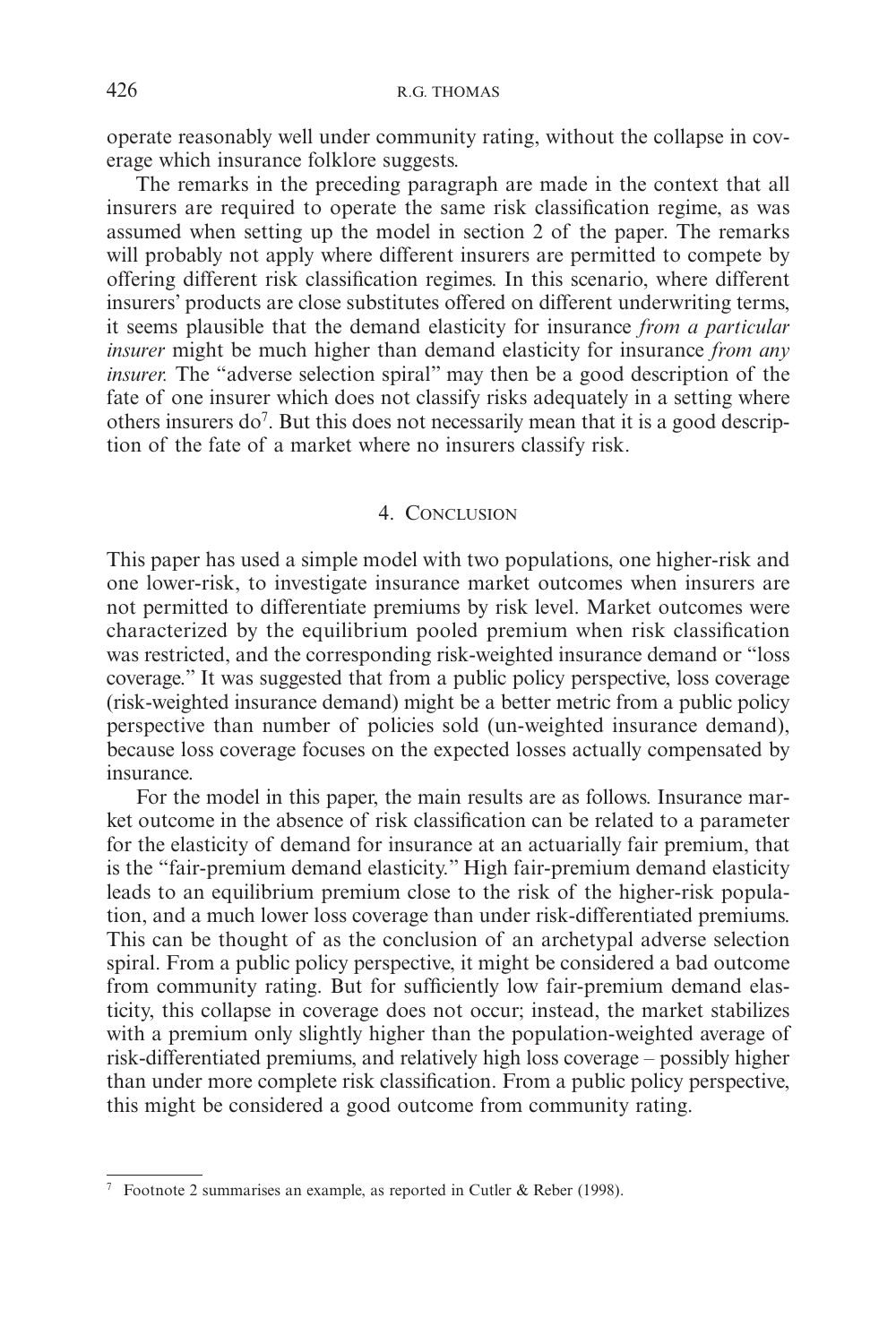operate reasonably well under community rating, without the collapse in coverage which insurance folklore suggests.

The remarks in the preceding paragraph are made in the context that all insurers are required to operate the same risk classification regime, as was assumed when setting up the model in section 2 of the paper. The remarks will probably not apply where different insurers are permitted to compete by offering different risk classification regimes. In this scenario, where different insurers' products are close substitutes offered on different underwriting terms, it seems plausible that the demand elasticity for insurance *from a particular insurer* might be much higher than demand elasticity for insurance *from any insurer.* The "adverse selection spiral" may then be a good description of the fate of one insurer which does not classify risks adequately in a setting where others insurers do[7]. But this does not necessarily mean that it is a good description of the fate of a market where no insurers classify risk.

## 4. Conclusion

This paper has used a simple model with two populations, one higher-risk and one lower-risk, to investigate insurance market outcomes when insurers are not permitted to differentiate premiums by risk level. Market outcomes were characterized by the equilibrium pooled premium when risk classification was restricted, and the corresponding risk-weighted insurance demand or "loss coverage." It was suggested that from a public policy perspective, loss coverage (risk-weighted insurance demand) might be a better metric from a public policy perspective than number of policies sold (un-weighted insurance demand), because loss coverage focuses on the expected losses actually compensated by insurance.

For the model in this paper, the main results are as follows. Insurance market outcome in the absence of risk classification can be related to a parameter for the elasticity of demand for insurance at an actuarially fair premium, that is the "fair-premium demand elasticity." High fair-premium demand elasticity leads to an equilibrium premium close to the risk of the higher-risk population, and a much lower loss coverage than under risk-differentiated premiums. This can be thought of as the conclusion of an archetypal adverse selection spiral. From a public policy perspective, it might be considered a bad outcome from community rating. But for sufficiently low fair-premium demand elasticity, this collapse in coverage does not occur; instead, the market stabilizes with a premium only slightly higher than the population-weighted average of risk-differentiated premiums, and relatively high loss coverage – possibly higher than under more complete risk classification. From a public policy perspective, this might be considered a good outcome from community rating.

[7] Footnote 2 summarises an example, as reported in Cutler & Reber (1998).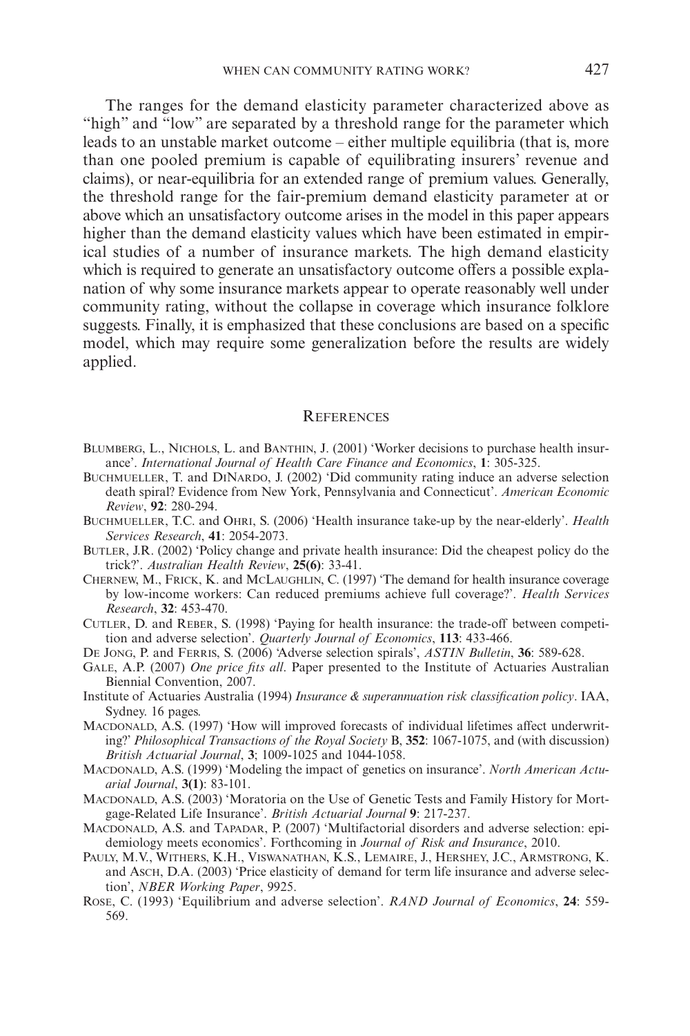The ranges for the demand elasticity parameter characterized above as "high" and "low" are separated by a threshold range for the parameter which leads to an unstable market outcome – either multiple equilibria (that is, more than one pooled premium is capable of equilibrating insurers' revenue and claims), or near-equilibria for an extended range of premium values. Generally, the threshold range for the fair-premium demand elasticity parameter at or above which an unsatisfactory outcome arises in the model in this paper appears higher than the demand elasticity values which have been estimated in empirical studies of a number of insurance markets. The high demand elasticity which is required to generate an unsatisfactory outcome offers a possible explanation of why some insurance markets appear to operate reasonably well under community rating, without the collapse in coverage which insurance folklore suggests. Finally, it is emphasized that these conclusions are based on a specific model, which may require some generalization before the results are widely applied.

## References

Blumberg, L., Nichols, L. and Banthin, J. (2001) 'Worker decisions to purchase health insurance'. *International Journal of Health Care Finance and Economics*, **1**: 305-325.

Buchmueller, T. and DiNardo, J. (2002) 'Did community rating induce an adverse selection death spiral? Evidence from New York, Pennsylvania and Connecticut'. *American Economic Review*, **92**: 280-294.

Buchmueller, T.C. and Ohri, S. (2006) 'Health insurance take-up by the near-elderly'. *Health Services Research*, **41**: 2054-2073.

Butler, J.R. (2002) 'Policy change and private health insurance: Did the cheapest policy do the trick?'. *Australian Health Review*, **25(6)**: 33-41.

Chernew, M., Frick, K. and McLaughlin, C. (1997) 'The demand for health insurance coverage by low-income workers: Can reduced premiums achieve full coverage?'. *Health Services Research*, **32**: 453-470.

Cutler, D. and Reber, S. (1998) 'Paying for health insurance: the trade-off between competition and adverse selection'. *Quarterly Journal of Economics*, **113**: 433-466.

De Jong, P. and Ferris, S. (2006) 'Adverse selection spirals', *ASTIN Bulletin*, **36**: 589-628.

Gale, A.P. (2007) *One price fits all*. Paper presented to the Institute of Actuaries Australian Biennial Convention, 2007.

Institute of Actuaries Australia (1994) *Insurance & superannuation risk classification policy*. IAA, Sydney. 16 pages.

Macdonald, A.S. (1997) 'How will improved forecasts of individual lifetimes affect underwriting?' *Philosophical Transactions of the Royal Society* B, **352**: 1067-1075, and (with discussion) *British Actuarial Journal*, **3**; 1009-1025 and 1044-1058.

Macdonald, A.S. (1999) 'Modeling the impact of genetics on insurance'. *North American Actuarial Journal*, **3(1)**: 83-101.

Macdonald, A.S. (2003) 'Moratoria on the Use of Genetic Tests and Family History for Mortgage-Related Life Insurance'. *British Actuarial Journal* **9**: 217-237.

Macdonald, A.S. and Tapadar, P. (2007) 'Multifactorial disorders and adverse selection: epidemiology meets economics'. Forthcoming in *Journal of Risk and Insurance*, 2010.

Pauly, M.V., Withers, K.H., Viswanathan, K.S., Lemaire, J., Hershey, J.C., Armstrong, K. and Asch, D.A. (2003) 'Price elasticity of demand for term life insurance and adverse selection', *NBER Working Paper*, 9925.

Rose, C. (1993) 'Equilibrium and adverse selection'. *RAND Journal of Economics*, **24**: 559-569.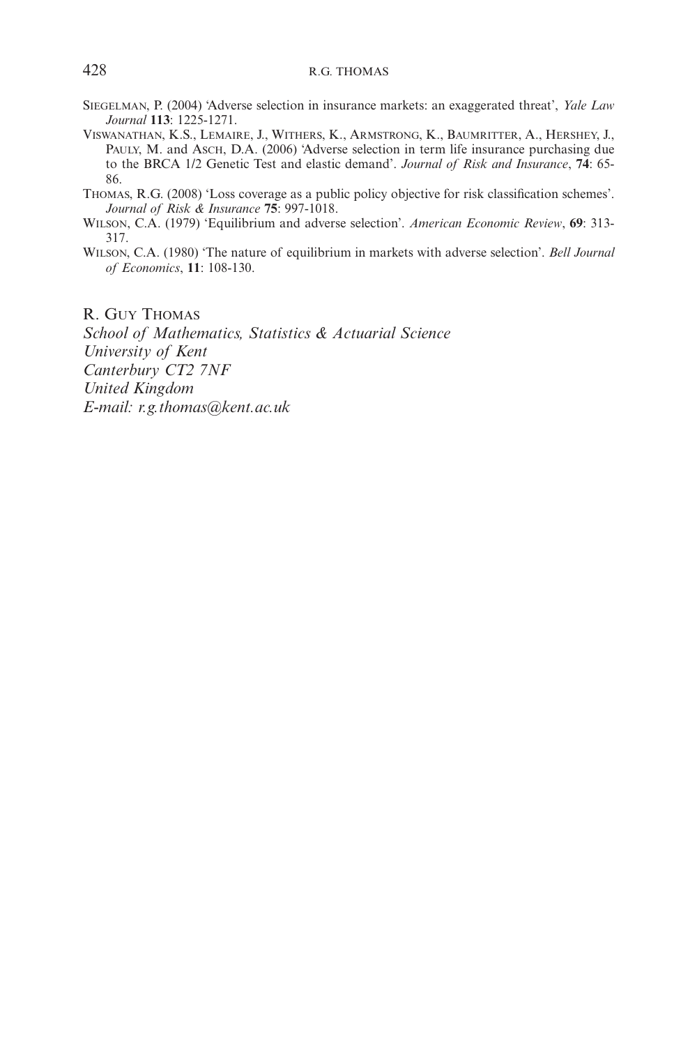Siegelman, P. (2004) 'Adverse selection in insurance markets: an exaggerated threat', *Yale Law Journal* **113**: 1225-1271.

Viswanathan, K.S., Lemaire, J., Withers, K., Armstrong, K., Baumritter, A., Hershey, J., Pauly, M. and Asch, D.A. (2006) 'Adverse selection in term life insurance purchasing due to the BRCA 1/2 Genetic Test and elastic demand'. *Journal of Risk and Insurance*, **74**: 65-86.

Thomas, R.G. (2008) 'Loss coverage as a public policy objective for risk classification schemes'. *Journal of Risk & Insurance* **75**: 997-1018.

Wilson, C.A. (1979) 'Equilibrium and adverse selection'. *American Economic Review*, **69**: 313-317.

Wilson, C.A. (1980) 'The nature of equilibrium in markets with adverse selection'. *Bell Journal of Economics*, **11**: 108-130.

R. Guy Thomas
*School of Mathematics, Statistics & Actuarial Science*
*University of Kent*
*Canterbury CT2 7NF*
*United Kingdom*
*E-mail: r.g.thomas@kent.ac.uk*